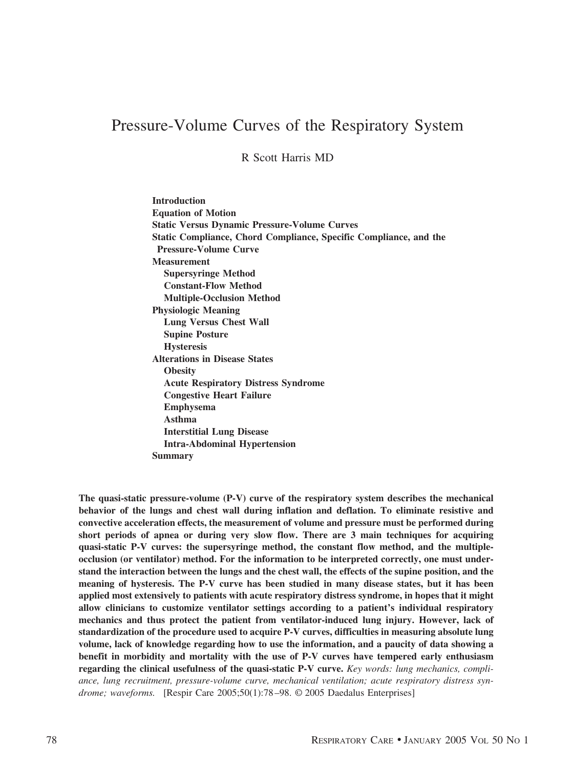# Pressure-Volume Curves of the Respiratory System

R Scott Harris MD

**Introduction**
**Equation of Motion**
**Static Versus Dynamic Pressure-Volume Curves**
**Static Compliance, Chord Compliance, Specific Compliance, and the Pressure-Volume Curve**
**Measurement**
- **Supersyringe Method**
- **Constant-Flow Method**
- **Multiple-Occlusion Method**

**Physiologic Meaning**
- **Lung Versus Chest Wall**
- **Supine Posture**
- **Hysteresis**

**Alterations in Disease States**
- **Obesity**
- **Acute Respiratory Distress Syndrome**
- **Congestive Heart Failure**
- **Emphysema**
- **Asthma**
- **Interstitial Lung Disease**
- **Intra-Abdominal Hypertension**

**Summary**

**The quasi-static pressure-volume (P-V) curve of the respiratory system describes the mechanical behavior of the lungs and chest wall during inflation and deflation. To eliminate resistive and convective acceleration effects, the measurement of volume and pressure must be performed during short periods of apnea or during very slow flow. There are 3 main techniques for acquiring quasi-static P-V curves: the supersyringe method, the constant flow method, and the multiple-occlusion (or ventilator) method. For the information to be interpreted correctly, one must understand the interaction between the lungs and the chest wall, the effects of the supine position, and the meaning of hysteresis. The P-V curve has been studied in many disease states, but it has been applied most extensively to patients with acute respiratory distress syndrome, in hopes that it might allow clinicians to customize ventilator settings according to a patient's individual respiratory mechanics and thus protect the patient from ventilator-induced lung injury. However, lack of standardization of the procedure used to acquire P-V curves, difficulties in measuring absolute lung volume, lack of knowledge regarding how to use the information, and a paucity of data showing a benefit in morbidity and mortality with the use of P-V curves have tempered early enthusiasm regarding the clinical usefulness of the quasi-static P-V curve.** *Key words: lung mechanics, compliance, lung recruitment, pressure-volume curve, mechanical ventilation; acute respiratory distress syndrome; waveforms.* [Respir Care 2005;50(1):78–98. © 2005 Daedalus Enterprises]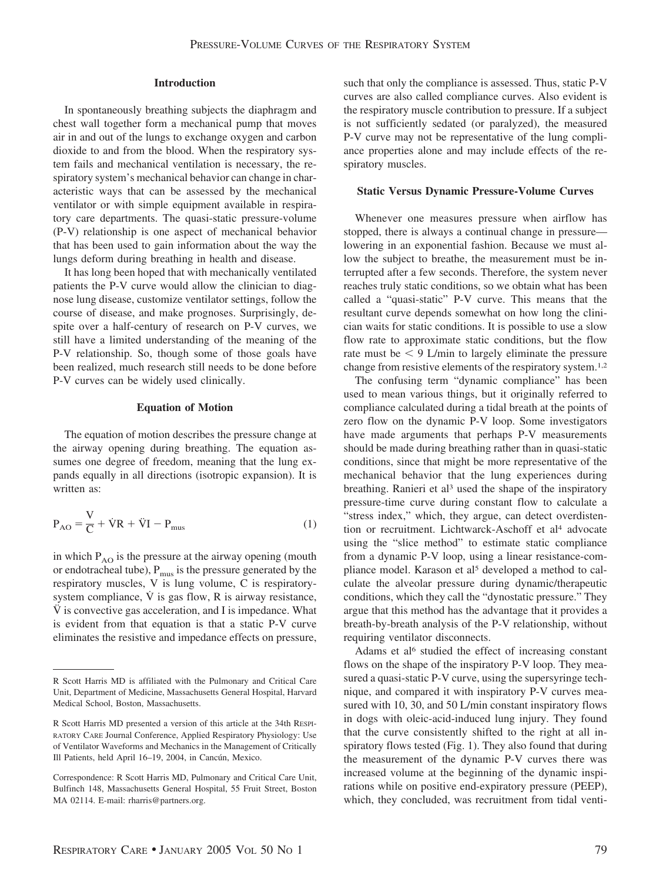## Introduction

In spontaneously breathing subjects the diaphragm and chest wall together form a mechanical pump that moves air in and out of the lungs to exchange oxygen and carbon dioxide to and from the blood. When the respiratory system fails and mechanical ventilation is necessary, the respiratory system's mechanical behavior can change in characteristic ways that can be assessed by the mechanical ventilator or with simple equipment available in respiratory care departments. The quasi-static pressure-volume (P-V) relationship is one aspect of mechanical behavior that has been used to gain information about the way the lungs deform during breathing in health and disease.

It has long been hoped that with mechanically ventilated patients the P-V curve would allow the clinician to diagnose lung disease, customize ventilator settings, follow the course of disease, and make prognoses. Surprisingly, despite over a half-century of research on P-V curves, we still have a limited understanding of the meaning of the P-V relationship. So, though some of those goals have been realized, much research still needs to be done before P-V curves can be widely used clinically.

## Equation of Motion

The equation of motion describes the pressure change at the airway opening during breathing. The equation assumes one degree of freedom, meaning that the lung expands equally in all directions (isotropic expansion). It is written as:

$$P_{AO} = \frac{V}{C} + \dot{V}R + \ddot{V}I - P_{mus} \qquad (1)$$

in which $P_{AO}$ is the pressure at the airway opening (mouth or endotracheal tube), $P_{mus}$ is the pressure generated by the respiratory muscles, V is lung volume, C is respiratory-system compliance, $\dot{V}$ is gas flow, R is airway resistance, $\ddot{V}$ is convective gas acceleration, and I is impedance. What is evident from that equation is that a static P-V curve eliminates the resistive and impedance effects on pressure, such that only the compliance is assessed. Thus, static P-V curves are also called compliance curves. Also evident is the respiratory muscle contribution to pressure. If a subject is not sufficiently sedated (or paralyzed), the measured P-V curve may not be representative of the lung compliance properties alone and may include effects of the respiratory muscles.

## Static Versus Dynamic Pressure-Volume Curves

Whenever one measures pressure when airflow has stopped, there is always a continual change in pressure—lowering in an exponential fashion. Because we must allow the subject to breathe, the measurement must be interrupted after a few seconds. Therefore, the system never reaches truly static conditions, so we obtain what has been called a "quasi-static" P-V curve. This means that the resultant curve depends somewhat on how long the clinician waits for static conditions. It is possible to use a slow flow rate to approximate static conditions, but the flow rate must be $< 9$ L/min to largely eliminate the pressure change from resistive elements of the respiratory system.[1,2]

The confusing term "dynamic compliance" has been used to mean various things, but it originally referred to compliance calculated during a tidal breath at the points of zero flow on the dynamic P-V loop. Some investigators have made arguments that perhaps P-V measurements should be made during breathing rather than in quasi-static conditions, since that might be more representative of the mechanical behavior that the lung experiences during breathing. Ranieri et al[3] used the shape of the inspiratory pressure-time curve during constant flow to calculate a "stress index," which, they argue, can detect overdistention or recruitment. Lichtwarck-Aschoff et al[4] advocate using the "slice method" to estimate static compliance from a dynamic P-V loop, using a linear resistance-compliance model. Karason et al[5] developed a method to calculate the alveolar pressure during dynamic/therapeutic conditions, which they call the "dynostatic pressure." They argue that this method has the advantage that it provides a breath-by-breath analysis of the P-V relationship, without requiring ventilator disconnects.

Adams et al[6] studied the effect of increasing constant flows on the shape of the inspiratory P-V loop. They measured a quasi-static P-V curve, using the supersyringe technique, and compared it with inspiratory P-V curves measured with 10, 30, and 50 L/min constant inspiratory flows in dogs with oleic-acid-induced lung injury. They found that the curve consistently shifted to the right at all inspiratory flows tested (Fig. 1). They also found that during the measurement of the dynamic P-V curves there was increased volume at the beginning of the dynamic inspirations while on positive end-expiratory pressure (PEEP), which, they concluded, was recruitment from tidal venti-

---

R Scott Harris MD is affiliated with the Pulmonary and Critical Care Unit, Department of Medicine, Massachusetts General Hospital, Harvard Medical School, Boston, Massachusetts.

R Scott Harris MD presented a version of this article at the 34th RESPIRATORY CARE Journal Conference, Applied Respiratory Physiology: Use of Ventilator Waveforms and Mechanics in the Management of Critically Ill Patients, held April 16–19, 2004, in Cancún, Mexico.

Correspondence: R Scott Harris MD, Pulmonary and Critical Care Unit, Bulfinch 148, Massachusetts General Hospital, 55 Fruit Street, Boston MA 02114. E-mail: rharris@partners.org.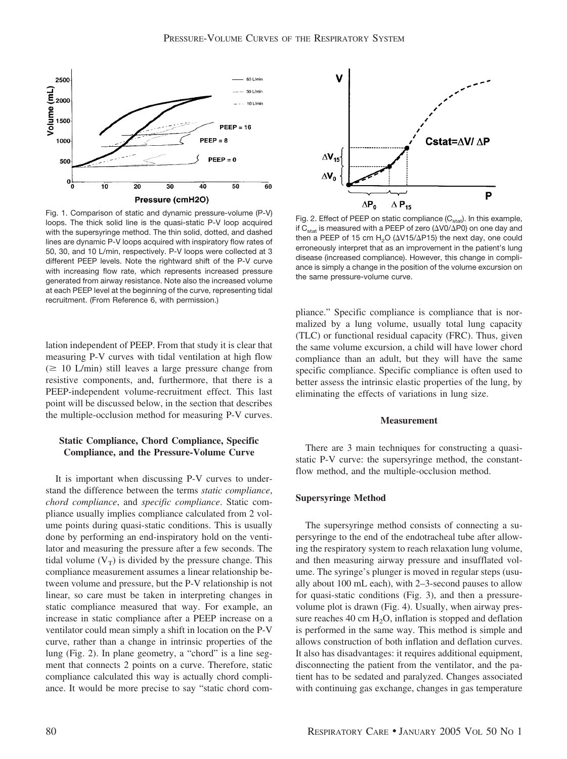Fig. 1. Comparison of static and dynamic pressure-volume (P-V) loops. The thick solid line is the quasi-static P-V loop acquired with the supersyringe method. The thin solid, dotted, and dashed lines are dynamic P-V loops acquired with inspiratory flow rates of 50, 30, and 10 L/min, respectively. P-V loops were collected at 3 different PEEP levels. Note the rightward shift of the P-V curve with increasing flow rate, which represents increased pressure generated from airway resistance. Note also the increased volume at each PEEP level at the beginning of the curve, representing tidal recruitment. (From Reference 6, with permission.)

Fig. 2. Effect of PEEP on static compliance ($C_{stat}$). In this example, if $C_{stat}$ is measured with a PEEP of zero ($\Delta V0/\Delta P0$) on one day and then a PEEP of 15 cm $H_2O$ ($\Delta V15/\Delta P15$) the next day, one could erroneously interpret that as an improvement in the patient's lung disease (increased compliance). However, this change in compliance is simply a change in the position of the volume excursion on the same pressure-volume curve.

lation independent of PEEP. From that study it is clear that measuring P-V curves with tidal ventilation at high flow ($\geq$ 10 L/min) still leaves a large pressure change from resistive components, and, furthermore, that there is a PEEP-independent volume-recruitment effect. This last point will be discussed below, in the section that describes the multiple-occlusion method for measuring P-V curves.

### Static Compliance, Chord Compliance, Specific Compliance, and the Pressure-Volume Curve

It is important when discussing P-V curves to understand the difference between the terms *static compliance*, *chord compliance*, and *specific compliance*. Static compliance usually implies compliance calculated from 2 volume points during quasi-static conditions. This is usually done by performing an end-inspiratory hold on the ventilator and measuring the pressure after a few seconds. The tidal volume ($V_T$) is divided by the pressure change. This compliance measurement assumes a linear relationship between volume and pressure, but the P-V relationship is not linear, so care must be taken in interpreting changes in static compliance measured that way. For example, an increase in static compliance after a PEEP increase on a ventilator could mean simply a shift in location on the P-V curve, rather than a change in intrinsic properties of the lung (Fig. 2). In plane geometry, a "chord" is a line segment that connects 2 points on a curve. Therefore, static compliance calculated this way is actually chord compliance. It would be more precise to say "static chord compliance." Specific compliance is compliance that is normalized by a lung volume, usually total lung capacity (TLC) or functional residual capacity (FRC). Thus, given the same volume excursion, a child will have lower chord compliance than an adult, but they will have the same specific compliance. Specific compliance is often used to better assess the intrinsic elastic properties of the lung, by eliminating the effects of variations in lung size.

### Measurement

There are 3 main techniques for constructing a quasi-static P-V curve: the supersyringe method, the constant-flow method, and the multiple-occlusion method.

### Supersyringe Method

The supersyringe method consists of connecting a supersyringe to the end of the endotracheal tube after allowing the respiratory system to reach relaxation lung volume, and then measuring airway pressure and insufflated volume. The syringe's plunger is moved in regular steps (usually about 100 mL each), with 2–3-second pauses to allow for quasi-static conditions (Fig. 3), and then a pressure-volume plot is drawn (Fig. 4). Usually, when airway pressure reaches 40 cm $H_2O$, inflation is stopped and deflation is performed in the same way. This method is simple and allows construction of both inflation and deflation curves. It also has disadvantages: it requires additional equipment, disconnecting the patient from the ventilator, and the patient has to be sedated and paralyzed. Changes associated with continuing gas exchange, changes in gas temperature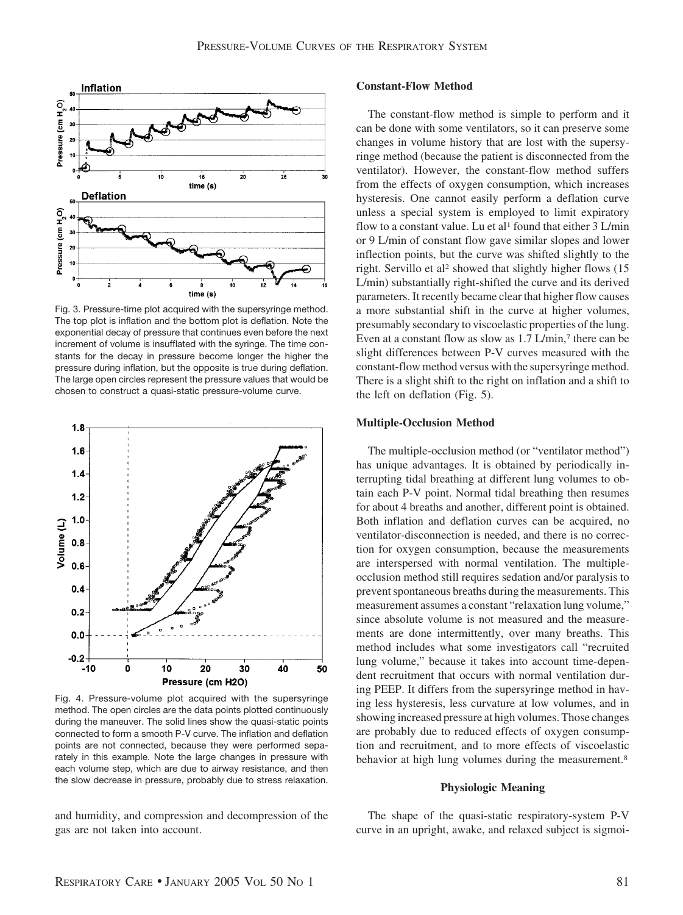Fig. 3. Pressure-time plot acquired with the supersyringe method. The top plot is inflation and the bottom plot is deflation. Note the exponential decay of pressure that continues even before the next increment of volume is insufflated with the syringe. The time constants for the decay in pressure become longer the higher the pressure during inflation, but the opposite is true during deflation. The large open circles represent the pressure values that would be chosen to construct a quasi-static pressure-volume curve.

Fig. 4. Pressure-volume plot acquired with the supersyringe method. The open circles are the data points plotted continuously during the maneuver. The solid lines show the quasi-static points connected to form a smooth P-V curve. The inflation and deflation points are not connected, because they were performed separately in this example. Note the large changes in pressure with each volume step, which are due to airway resistance, and then the slow decrease in pressure, probably due to stress relaxation.

and humidity, and compression and decompression of the gas are not taken into account.

### Constant-Flow Method

The constant-flow method is simple to perform and it can be done with some ventilators, so it can preserve some changes in volume history that are lost with the supersyringe method (because the patient is disconnected from the ventilator). However, the constant-flow method suffers from the effects of oxygen consumption, which increases hysteresis. One cannot easily perform a deflation curve unless a special system is employed to limit expiratory flow to a constant value. Lu et al[1] found that either 3 L/min or 9 L/min of constant flow gave similar slopes and lower inflection points, but the curve was shifted slightly to the right. Servillo et al[2] showed that slightly higher flows (15 L/min) substantially right-shifted the curve and its derived parameters. It recently became clear that higher flow causes a more substantial shift in the curve at higher volumes, presumably secondary to viscoelastic properties of the lung. Even at a constant flow as slow as 1.7 L/min,[7] there can be slight differences between P-V curves measured with the constant-flow method versus with the supersyringe method. There is a slight shift to the right on inflation and a shift to the left on deflation (Fig. 5).

### Multiple-Occlusion Method

The multiple-occlusion method (or "ventilator method") has unique advantages. It is obtained by periodically interrupting tidal breathing at different lung volumes to obtain each P-V point. Normal tidal breathing then resumes for about 4 breaths and another, different point is obtained. Both inflation and deflation curves can be acquired, no ventilator-disconnection is needed, and there is no correction for oxygen consumption, because the measurements are interspersed with normal ventilation. The multiple-occlusion method still requires sedation and/or paralysis to prevent spontaneous breaths during the measurements. This measurement assumes a constant "relaxation lung volume," since absolute volume is not measured and the measurements are done intermittently, over many breaths. This method includes what some investigators call "recruited lung volume," because it takes into account time-dependent recruitment that occurs with normal ventilation during PEEP. It differs from the supersyringe method in having less hysteresis, less curvature at low volumes, and in showing increased pressure at high volumes. Those changes are probably due to reduced effects of oxygen consumption and recruitment, and to more effects of viscoelastic behavior at high lung volumes during the measurement.[8]

## Physiologic Meaning

The shape of the quasi-static respiratory-system P-V curve in an upright, awake, and relaxed subject is sigmoi-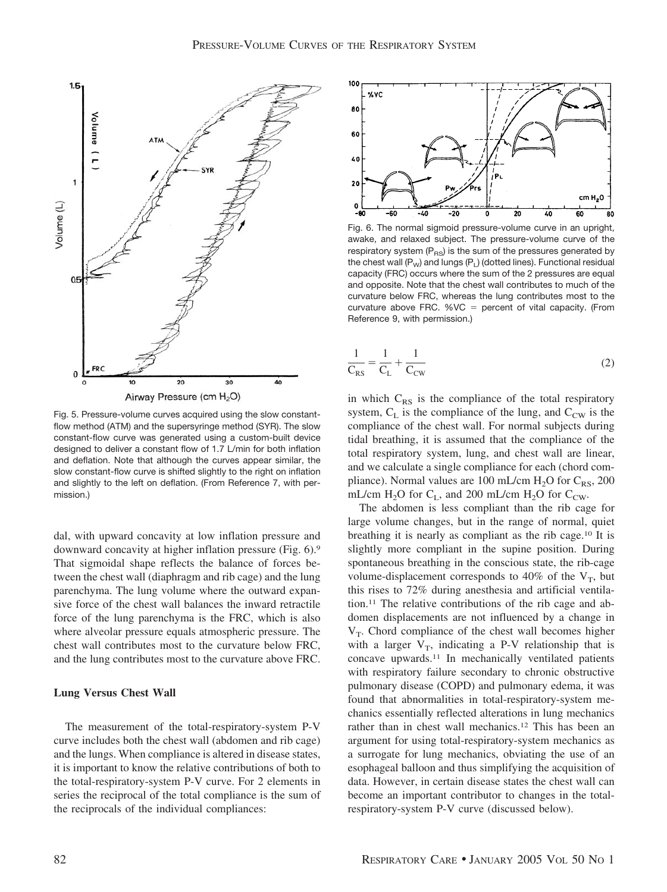Fig. 5. Pressure-volume curves acquired using the slow constant-flow method (ATM) and the supersyringe method (SYR). The slow constant-flow curve was generated using a custom-built device designed to deliver a constant flow of 1.7 L/min for both inflation and deflation. Note that although the curves appear similar, the slow constant-flow curve is shifted slightly to the right on inflation and slightly to the left on deflation. (From Reference 7, with permission.)

Fig. 6. The normal sigmoid pressure-volume curve in an upright, awake, and relaxed subject. The pressure-volume curve of the respiratory system ($P_{RS}$) is the sum of the pressures generated by the chest wall ($P_W$) and lungs ($P_L$) (dotted lines). Functional residual capacity (FRC) occurs where the sum of the 2 pressures are equal and opposite. Note that the chest wall contributes to much of the curvature below FRC, whereas the lung contributes most to the curvature above FRC. %VC = percent of vital capacity. (From Reference 9, with permission.)

dal, with upward concavity at low inflation pressure and downward concavity at higher inflation pressure (Fig. 6).[9] That sigmoidal shape reflects the balance of forces between the chest wall (diaphragm and rib cage) and the lung parenchyma. The lung volume where the outward expansive force of the chest wall balances the inward retractile force of the lung parenchyma is the FRC, which is also where alveolar pressure equals atmospheric pressure. The chest wall contributes most to the curvature below FRC, and the lung contributes most to the curvature above FRC.

### Lung Versus Chest Wall

The measurement of the total-respiratory-system P-V curve includes both the chest wall (abdomen and rib cage) and the lungs. When compliance is altered in disease states, it is important to know the relative contributions of both to the total-respiratory-system P-V curve. For 2 elements in series the reciprocal of the total compliance is the sum of the reciprocals of the individual compliances:

$$\frac{1}{C_{RS}} = \frac{1}{C_L} + \frac{1}{C_{CW}} \tag{2}$$

in which $C_{RS}$ is the compliance of the total respiratory system, $C_L$ is the compliance of the lung, and $C_{CW}$ is the compliance of the chest wall. For normal subjects during tidal breathing, it is assumed that the compliance of the total respiratory system, lung, and chest wall are linear, and we calculate a single compliance for each (chord compliance). Normal values are 100 mL/cm $H_2O$ for $C_{RS}$, 200 mL/cm $H_2O$ for $C_L$, and 200 mL/cm $H_2O$ for $C_{CW}$.

The abdomen is less compliant than the rib cage for large volume changes, but in the range of normal, quiet breathing it is nearly as compliant as the rib cage.[10] It is slightly more compliant in the supine position. During spontaneous breathing in the conscious state, the rib-cage volume-displacement corresponds to 40% of the $V_T$, but this rises to 72% during anesthesia and artificial ventilation.[11] The relative contributions of the rib cage and abdomen displacements are not influenced by a change in $V_T$. Chord compliance of the chest wall becomes higher with a larger $V_T$, indicating a P-V relationship that is concave upwards.[11] In mechanically ventilated patients with respiratory failure secondary to chronic obstructive pulmonary disease (COPD) and pulmonary edema, it was found that abnormalities in total-respiratory-system mechanics essentially reflected alterations in lung mechanics rather than in chest wall mechanics.[12] This has been an argument for using total-respiratory-system mechanics as a surrogate for lung mechanics, obviating the use of an esophageal balloon and thus simplifying the acquisition of data. However, in certain disease states the chest wall can become an important contributor to changes in the total-respiratory-system P-V curve (discussed below).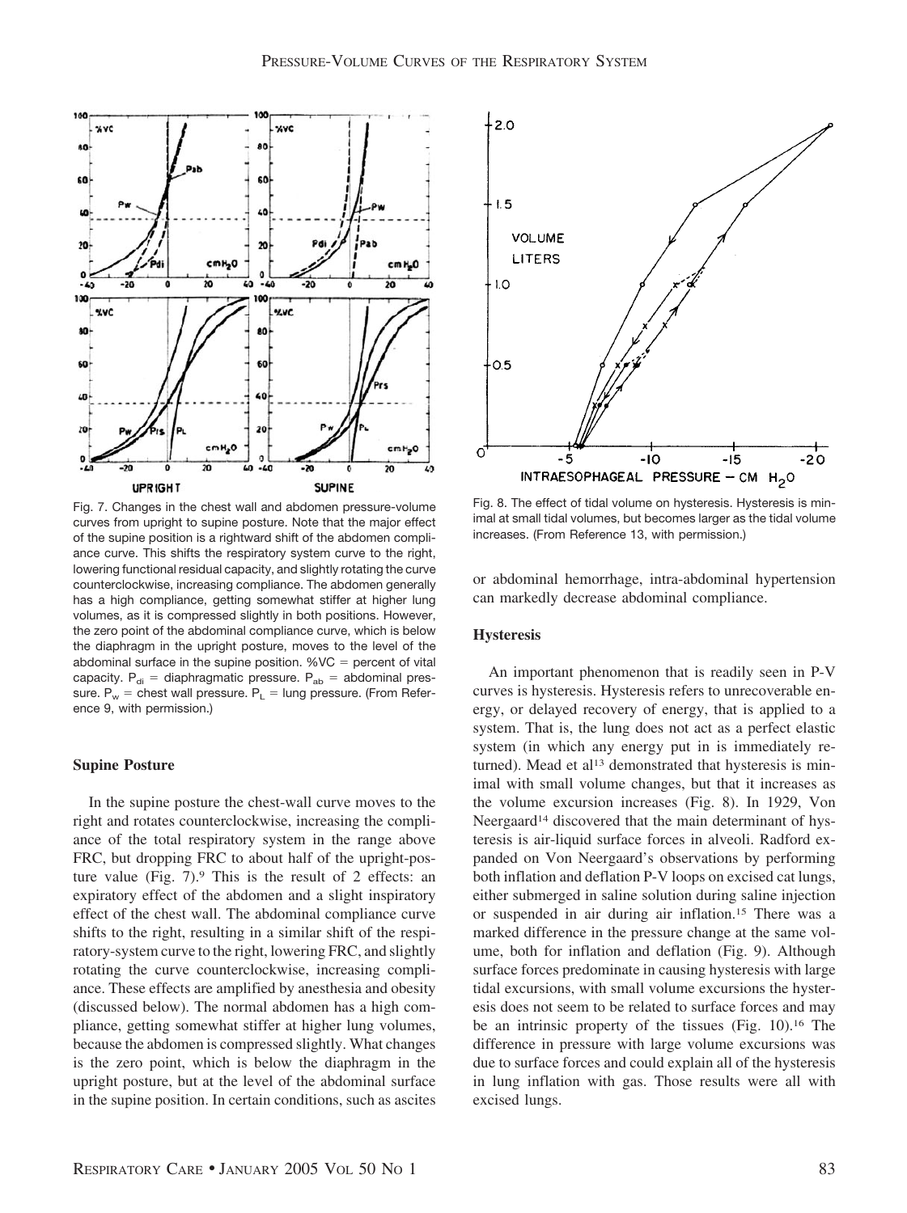Fig. 7. Changes in the chest wall and abdomen pressure-volume curves from upright to supine posture. Note that the major effect of the supine position is a rightward shift of the abdomen compliance curve. This shifts the respiratory system curve to the right, lowering functional residual capacity, and slightly rotating the curve counterclockwise, increasing compliance. The abdomen generally has a high compliance, getting somewhat stiffer at higher lung volumes, as it is compressed slightly in both positions. However, the zero point of the abdominal compliance curve, which is below the diaphragm in the upright posture, moves to the level of the abdominal surface in the supine position. %VC = percent of vital capacity. $P_{di}$ = diaphragmatic pressure. $P_{ab}$ = abdominal pressure. $P_w$ = chest wall pressure. $P_L$ = lung pressure. (From Reference 9, with permission.)

### Supine Posture

In the supine posture the chest-wall curve moves to the right and rotates counterclockwise, increasing the compliance of the total respiratory system in the range above FRC, but dropping FRC to about half of the upright-posture value (Fig. 7).[9] This is the result of 2 effects: an expiratory effect of the abdomen and a slight inspiratory effect of the chest wall. The abdominal compliance curve shifts to the right, resulting in a similar shift of the respiratory-system curve to the right, lowering FRC, and slightly rotating the curve counterclockwise, increasing compliance. These effects are amplified by anesthesia and obesity (discussed below). The normal abdomen has a high compliance, getting somewhat stiffer at higher lung volumes, because the abdomen is compressed slightly. What changes is the zero point, which is below the diaphragm in the upright posture, but at the level of the abdominal surface in the supine position. In certain conditions, such as ascites or abdominal hemorrhage, intra-abdominal hypertension can markedly decrease abdominal compliance.

Fig. 8. The effect of tidal volume on hysteresis. Hysteresis is minimal at small tidal volumes, but becomes larger as the tidal volume increases. (From Reference 13, with permission.)

### Hysteresis

An important phenomenon that is readily seen in P-V curves is hysteresis. Hysteresis refers to unrecoverable energy, or delayed recovery of energy, that is applied to a system. That is, the lung does not act as a perfect elastic system (in which any energy put in is immediately returned). Mead et al[13] demonstrated that hysteresis is minimal with small volume changes, but that it increases as the volume excursion increases (Fig. 8). In 1929, Von Neergaard[14] discovered that the main determinant of hysteresis is air-liquid surface forces in alveoli. Radford expanded on Von Neergaard's observations by performing both inflation and deflation P-V loops on excised cat lungs, either submerged in saline solution during saline injection or suspended in air during air inflation.[15] There was a marked difference in the pressure change at the same volume, both for inflation and deflation (Fig. 9). Although surface forces predominate in causing hysteresis with large tidal excursions, with small volume excursions the hysteresis does not seem to be related to surface forces and may be an intrinsic property of the tissues (Fig. 10).[16] The difference in pressure with large volume excursions was due to surface forces and could explain all of the hysteresis in lung inflation with gas. Those results were all with excised lungs.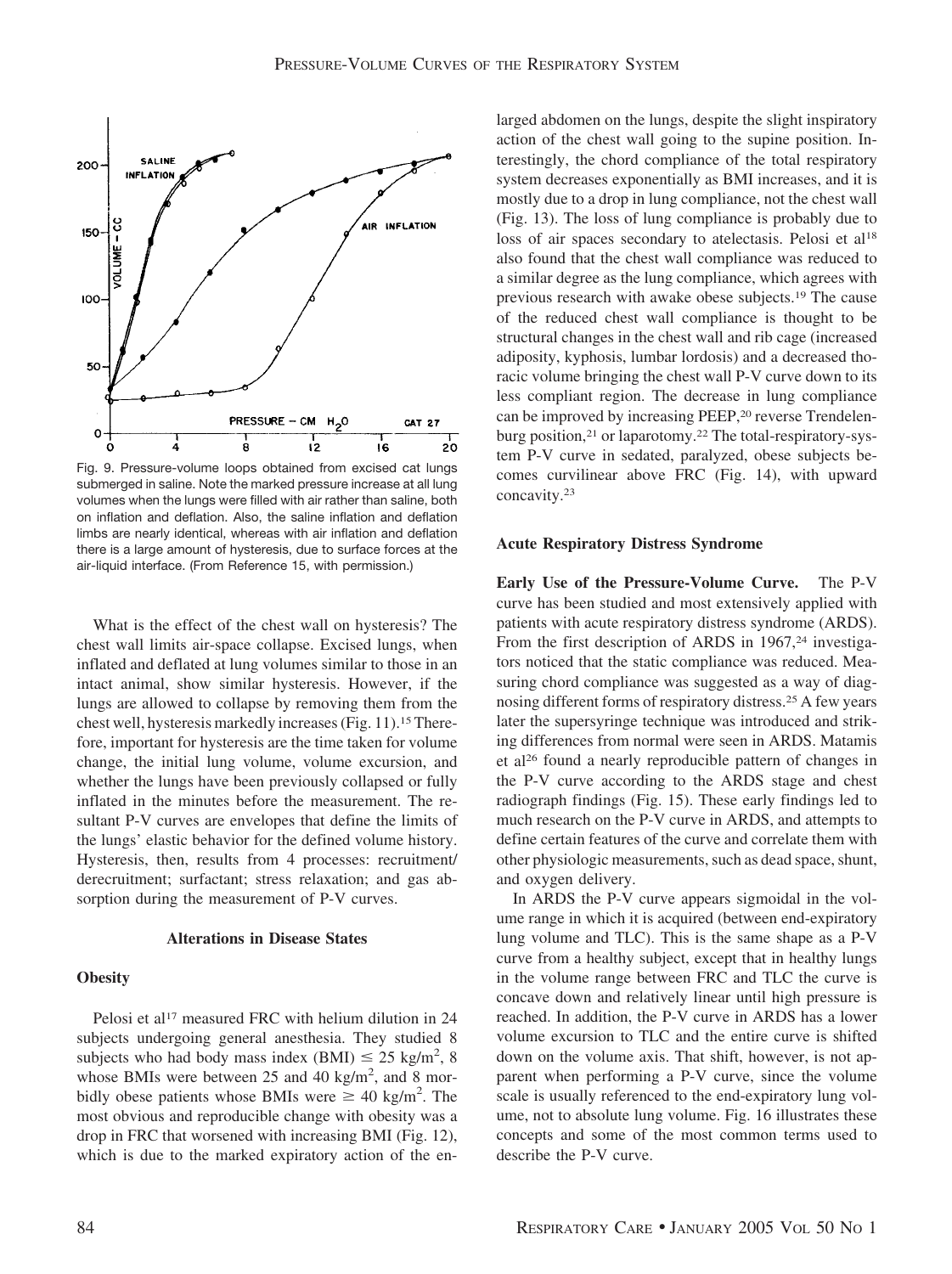Fig. 9. Pressure-volume loops obtained from excised cat lungs submerged in saline. Note the marked pressure increase at all lung volumes when the lungs were filled with air rather than saline, both on inflation and deflation. Also, the saline inflation and deflation limbs are nearly identical, whereas with air inflation and deflation there is a large amount of hysteresis, due to surface forces at the air-liquid interface. (From Reference 15, with permission.)

What is the effect of the chest wall on hysteresis? The chest wall limits air-space collapse. Excised lungs, when inflated and deflated at lung volumes similar to those in an intact animal, show similar hysteresis. However, if the lungs are allowed to collapse by removing them from the chest well, hysteresis markedly increases (Fig. 11).[15] Therefore, important for hysteresis are the time taken for volume change, the initial lung volume, volume excursion, and whether the lungs have been previously collapsed or fully inflated in the minutes before the measurement. The resultant P-V curves are envelopes that define the limits of the lungs' elastic behavior for the defined volume history. Hysteresis, then, results from 4 processes: recruitment/derecruitment; surfactant; stress relaxation; and gas absorption during the measurement of P-V curves.

## Alterations in Disease States

### Obesity

Pelosi et al[17] measured FRC with helium dilution in 24 subjects undergoing general anesthesia. They studied 8 subjects who had body mass index (BMI) $\leq 25$ kg/m$^2$, 8 whose BMIs were between 25 and 40 kg/m$^2$, and 8 morbidly obese patients whose BMIs were $\geq 40$ kg/m$^2$. The most obvious and reproducible change with obesity was a drop in FRC that worsened with increasing BMI (Fig. 12), which is due to the marked expiratory action of the enlarged abdomen on the lungs, despite the slight inspiratory action of the chest wall going to the supine position. Interestingly, the chord compliance of the total respiratory system decreases exponentially as BMI increases, and it is mostly due to a drop in lung compliance, not the chest wall (Fig. 13). The loss of lung compliance is probably due to loss of air spaces secondary to atelectasis. Pelosi et al[18] also found that the chest wall compliance was reduced to a similar degree as the lung compliance, which agrees with previous research with awake obese subjects.[19] The cause of the reduced chest wall compliance is thought to be structural changes in the chest wall and rib cage (increased adiposity, kyphosis, lumbar lordosis) and a decreased thoracic volume bringing the chest wall P-V curve down to its less compliant region. The decrease in lung compliance can be improved by increasing PEEP,[20] reverse Trendelenburg position,[21] or laparotomy.[22] The total-respiratory-system P-V curve in sedated, paralyzed, obese subjects becomes curvilinear above FRC (Fig. 14), with upward concavity.[23]

### Acute Respiratory Distress Syndrome

**Early Use of the Pressure-Volume Curve.** The P-V curve has been studied and most extensively applied with patients with acute respiratory distress syndrome (ARDS). From the first description of ARDS in 1967,[24] investigators noticed that the static compliance was reduced. Measuring chord compliance was suggested as a way of diagnosing different forms of respiratory distress.[25] A few years later the supersyringe technique was introduced and striking differences from normal were seen in ARDS. Matamis et al[26] found a nearly reproducible pattern of changes in the P-V curve according to the ARDS stage and chest radiograph findings (Fig. 15). These early findings led to much research on the P-V curve in ARDS, and attempts to define certain features of the curve and correlate them with other physiologic measurements, such as dead space, shunt, and oxygen delivery.

In ARDS the P-V curve appears sigmoidal in the volume range in which it is acquired (between end-expiratory lung volume and TLC). This is the same shape as a P-V curve from a healthy subject, except that in healthy lungs in the volume range between FRC and TLC the curve is concave down and relatively linear until high pressure is reached. In addition, the P-V curve in ARDS has a lower volume excursion to TLC and the entire curve is shifted down on the volume axis. That shift, however, is not apparent when performing a P-V curve, since the volume scale is usually referenced to the end-expiratory lung volume, not to absolute lung volume. Fig. 16 illustrates these concepts and some of the most common terms used to describe the P-V curve.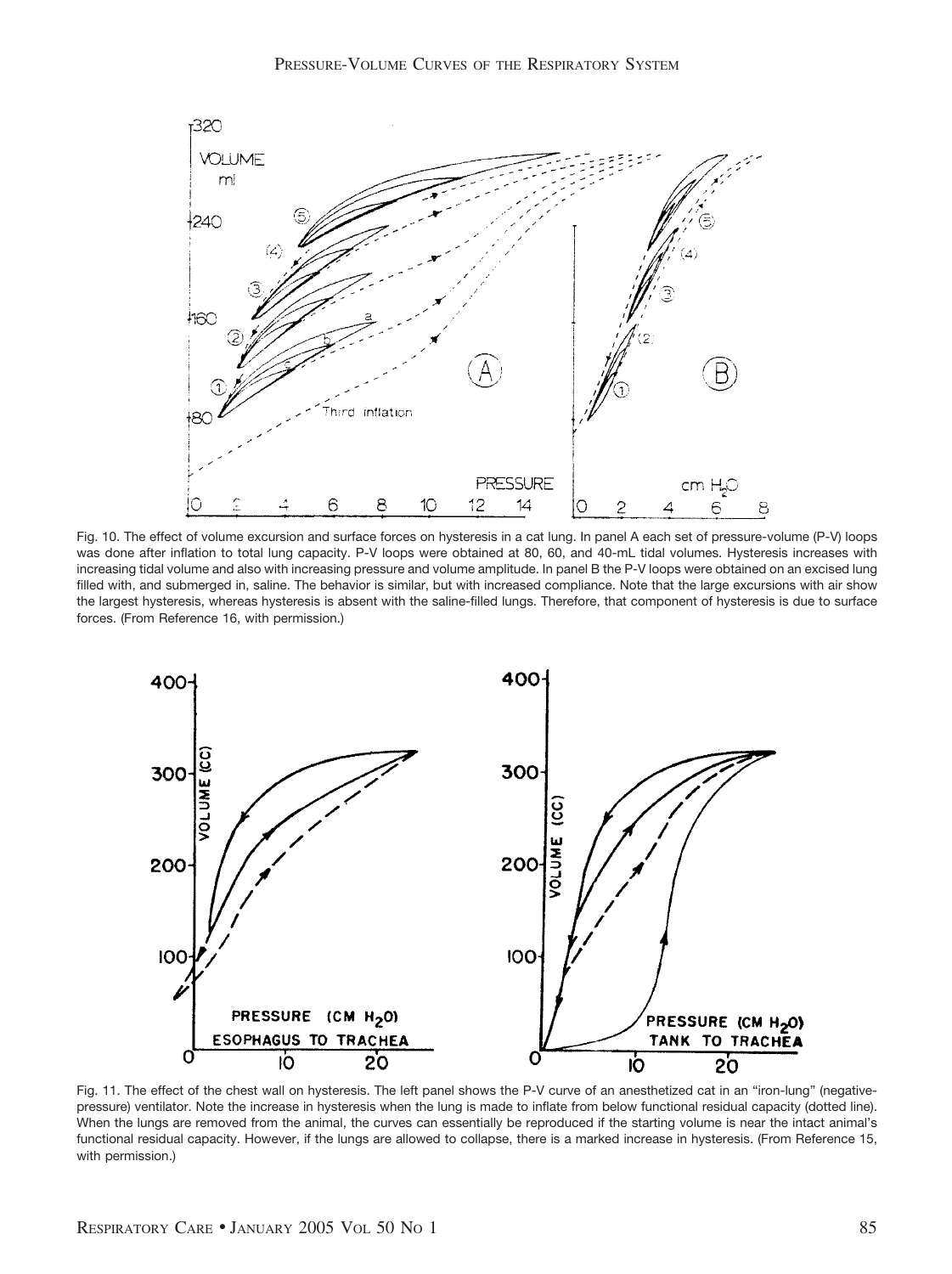Fig. 10. The effect of volume excursion and surface forces on hysteresis in a cat lung. In panel A each set of pressure-volume (P-V) loops was done after inflation to total lung capacity. P-V loops were obtained at 80, 60, and 40-mL tidal volumes. Hysteresis increases with increasing tidal volume and also with increasing pressure and volume amplitude. In panel B the P-V loops were obtained on an excised lung filled with, and submerged in, saline. The behavior is similar, but with increased compliance. Note that the large excursions with air show the largest hysteresis, whereas hysteresis is absent with the saline-filled lungs. Therefore, that component of hysteresis is due to surface forces. (From Reference 16, with permission.)

Fig. 11. The effect of the chest wall on hysteresis. The left panel shows the P-V curve of an anesthetized cat in an "iron-lung" (negative-pressure) ventilator. Note the increase in hysteresis when the lung is made to inflate from below functional residual capacity (dotted line). When the lungs are removed from the animal, the curves can essentially be reproduced if the starting volume is near the intact animal's functional residual capacity. However, if the lungs are allowed to collapse, there is a marked increase in hysteresis. (From Reference 15, with permission.)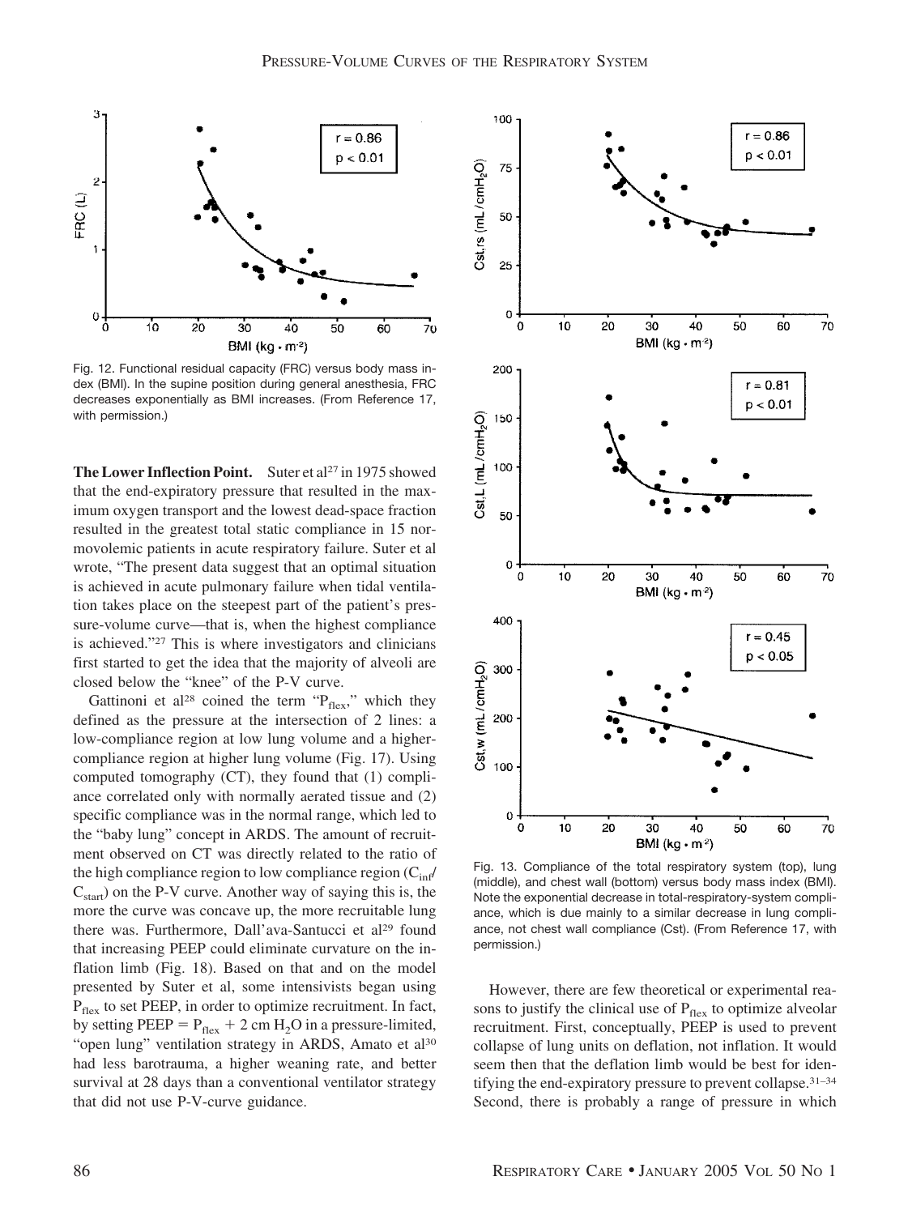Fig. 12. Functional residual capacity (FRC) versus body mass index (BMI). In the supine position during general anesthesia, FRC decreases exponentially as BMI increases. (From Reference 17, with permission.)

**The Lower Inflection Point.** Suter et al[27] in 1975 showed that the end-expiratory pressure that resulted in the maximum oxygen transport and the lowest dead-space fraction resulted in the greatest total static compliance in 15 normovolemic patients in acute respiratory failure. Suter et al wrote, "The present data suggest that an optimal situation is achieved in acute pulmonary failure when tidal ventilation takes place on the steepest part of the patient's pressure-volume curve—that is, when the highest compliance is achieved."[27] This is where investigators and clinicians first started to get the idea that the majority of alveoli are closed below the "knee" of the P-V curve.

Gattinoni et al[28] coined the term "$P_{flex}$," which they defined as the pressure at the intersection of 2 lines: a low-compliance region at low lung volume and a higher-compliance region at higher lung volume (Fig. 17). Using computed tomography (CT), they found that (1) compliance correlated only with normally aerated tissue and (2) specific compliance was in the normal range, which led to the "baby lung" concept in ARDS. The amount of recruitment observed on CT was directly related to the ratio of the high compliance region to low compliance region ($C_{inf}$/$C_{start}$) on the P-V curve. Another way of saying this is, the more the curve was concave up, the more recruitable lung there was. Furthermore, Dall'ava-Santucci et al[29] found that increasing PEEP could eliminate curvature on the inflation limb (Fig. 18). Based on that and on the model presented by Suter et al, some intensivists began using $P_{flex}$ to set PEEP, in order to optimize recruitment. In fact, by setting PEEP = $P_{flex}$ + 2 cm $H_2O$ in a pressure-limited, "open lung" ventilation strategy in ARDS, Amato et al[30] had less barotrauma, a higher weaning rate, and better survival at 28 days than a conventional ventilator strategy that did not use P-V-curve guidance.

Fig. 13. Compliance of the total respiratory system (top), lung (middle), and chest wall (bottom) versus body mass index (BMI). Note the exponential decrease in total-respiratory-system compliance, which is due mainly to a similar decrease in lung compliance, not chest wall compliance (Cst). (From Reference 17, with permission.)

However, there are few theoretical or experimental reasons to justify the clinical use of $P_{flex}$ to optimize alveolar recruitment. First, conceptually, PEEP is used to prevent collapse of lung units on deflation, not inflation. It would seem then that the deflation limb would be best for identifying the end-expiratory pressure to prevent collapse.[31–34] Second, there is probably a range of pressure in which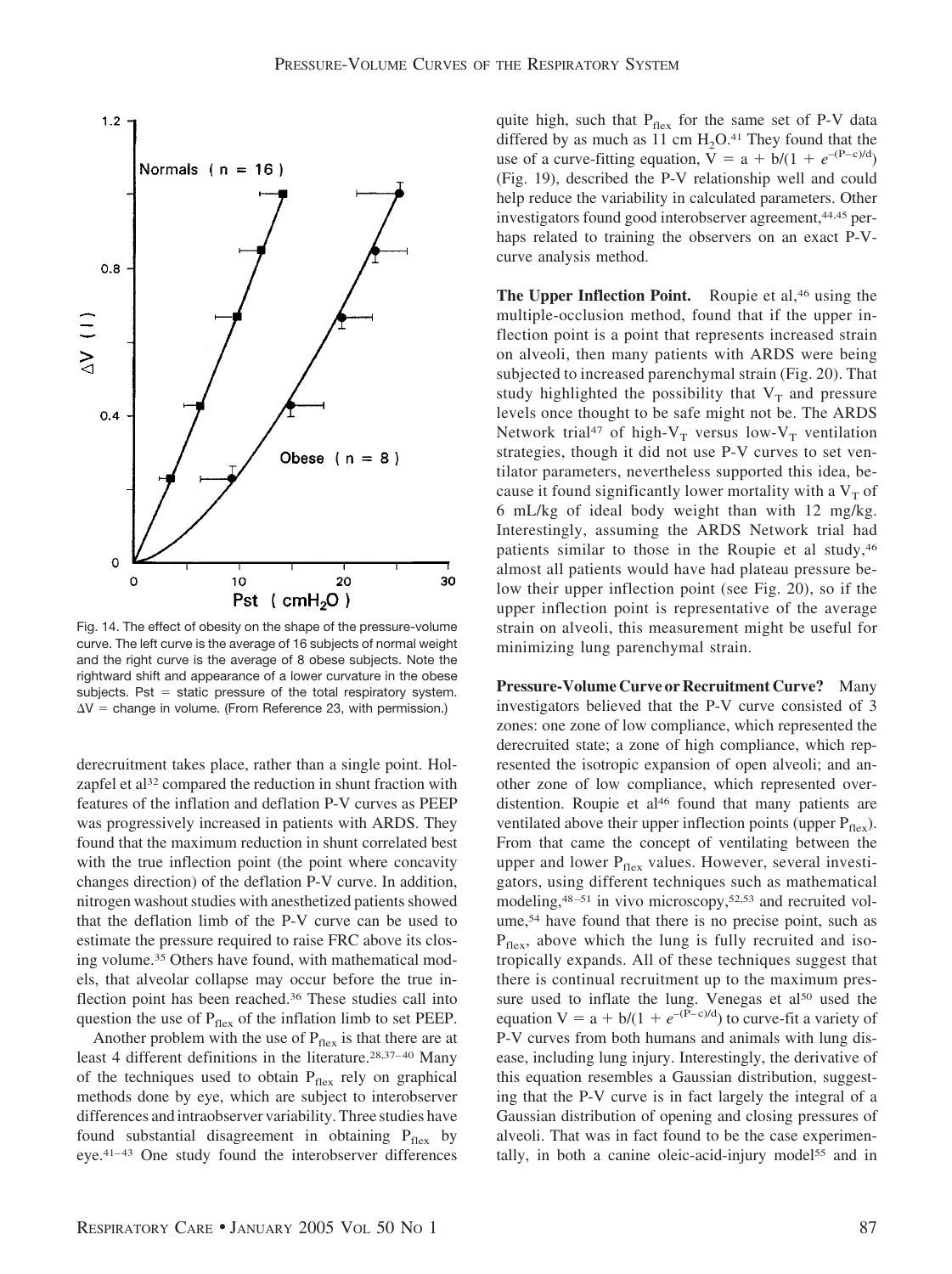Fig. 14. The effect of obesity on the shape of the pressure-volume curve. The left curve is the average of 16 subjects of normal weight and the right curve is the average of 8 obese subjects. Note the rightward shift and appearance of a lower curvature in the obese subjects. Pst = static pressure of the total respiratory system. $\Delta V$ = change in volume. (From Reference 23, with permission.)

derecruitment takes place, rather than a single point. Holzapfel et al[32] compared the reduction in shunt fraction with features of the inflation and deflation P-V curves as PEEP was progressively increased in patients with ARDS. They found that the maximum reduction in shunt correlated best with the true inflection point (the point where concavity changes direction) of the deflation P-V curve. In addition, nitrogen washout studies with anesthetized patients showed that the deflation limb of the P-V curve can be used to estimate the pressure required to raise FRC above its closing volume.[35] Others have found, with mathematical models, that alveolar collapse may occur before the true inflection point has been reached.[36] These studies call into question the use of $P_{flex}$ of the inflation limb to set PEEP.

Another problem with the use of $P_{flex}$ is that there are at least 4 different definitions in the literature.[28,37–40] Many of the techniques used to obtain $P_{flex}$ rely on graphical methods done by eye, which are subject to interobserver differences and intraobserver variability. Three studies have found substantial disagreement in obtaining $P_{flex}$ by eye.[41–43] One study found the interobserver differences quite high, such that $P_{flex}$ for the same set of P-V data differed by as much as 11 cm $H_2O$.[41] They found that the use of a curve-fitting equation, $V = a + b/(1 + e^{-(P-c)/d})$ (Fig. 19), described the P-V relationship well and could help reduce the variability in calculated parameters. Other investigators found good interobserver agreement,[44,45] perhaps related to training the observers on an exact P-V-curve analysis method.

**The Upper Inflection Point.** Roupie et al,[46] using the multiple-occlusion method, found that if the upper inflection point is a point that represents increased strain on alveoli, then many patients with ARDS were being subjected to increased parenchymal strain (Fig. 20). That study highlighted the possibility that $V_T$ and pressure levels once thought to be safe might not be. The ARDS Network trial[47] of high-$V_T$ versus low-$V_T$ ventilation strategies, though it did not use P-V curves to set ventilator parameters, nevertheless supported this idea, because it found significantly lower mortality with a $V_T$ of 6 mL/kg of ideal body weight than with 12 mg/kg. Interestingly, assuming the ARDS Network trial had patients similar to those in the Roupie et al study,[46] almost all patients would have had plateau pressure below their upper inflection point (see Fig. 20), so if the upper inflection point is representative of the average strain on alveoli, this measurement might be useful for minimizing lung parenchymal strain.

**Pressure-Volume Curve or Recruitment Curve?** Many investigators believed that the P-V curve consisted of 3 zones: one zone of low compliance, which represented the derecruited state; a zone of high compliance, which represented the isotropic expansion of open alveoli; and another zone of low compliance, which represented overdistention. Roupie et al[46] found that many patients are ventilated above their upper inflection points (upper $P_{flex}$). From that came the concept of ventilating between the upper and lower $P_{flex}$ values. However, several investigators, using different techniques such as mathematical modeling,[48–51] in vivo microscopy,[52,53] and recruited volume,[54] have found that there is no precise point, such as $P_{flex}$, above which the lung is fully recruited and isotropically expands. All of these techniques suggest that there is continual recruitment up to the maximum pressure used to inflate the lung. Venegas et al[50] used the equation $V = a + b/(1 + e^{-(P-c)/d})$ to curve-fit a variety of P-V curves from both humans and animals with lung disease, including lung injury. Interestingly, the derivative of this equation resembles a Gaussian distribution, suggesting that the P-V curve is in fact largely the integral of a Gaussian distribution of opening and closing pressures of alveoli. That was in fact found to be the case experimentally, in both a canine oleic-acid-injury model[55] and in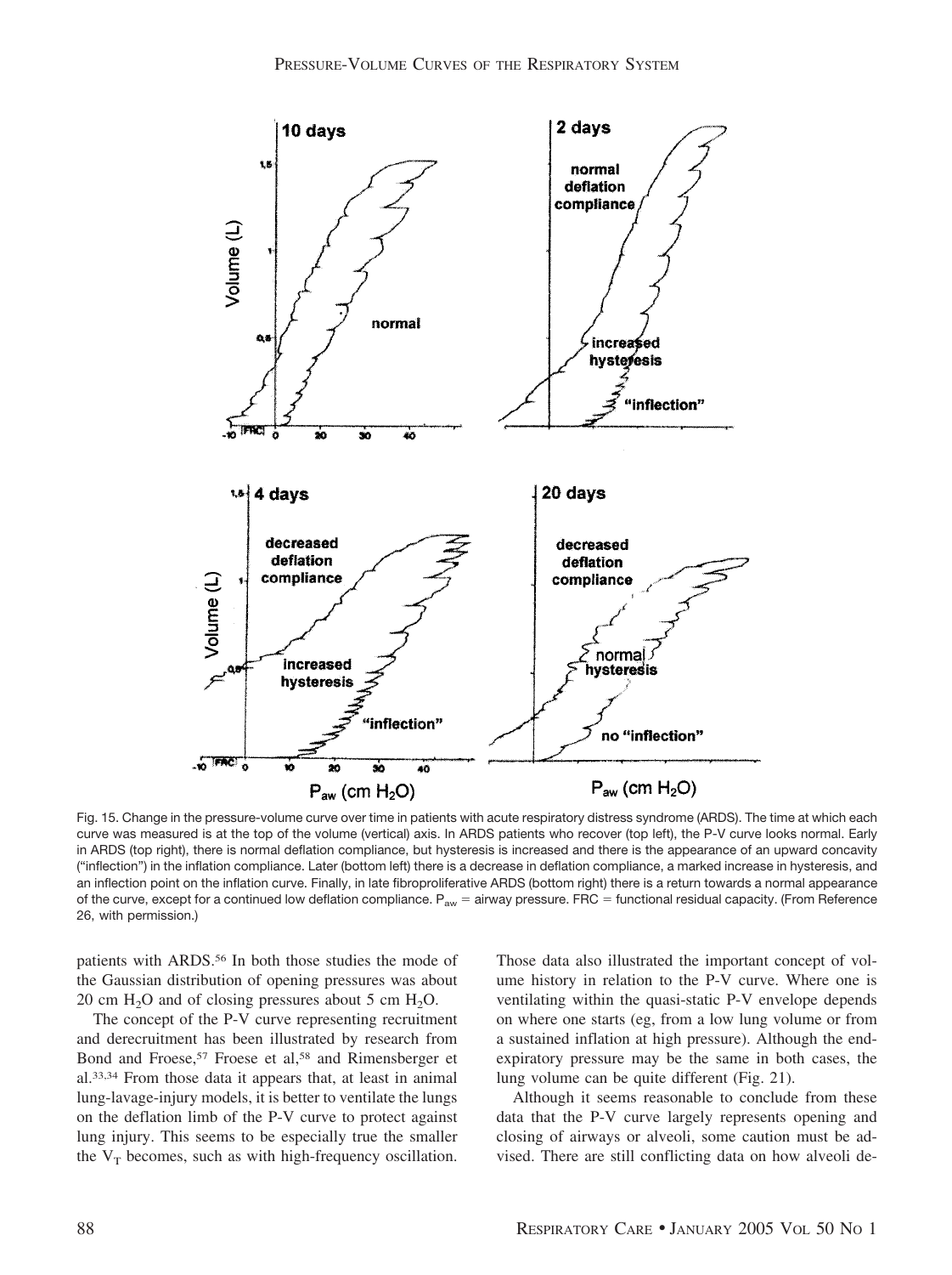Fig. 15. Change in the pressure-volume curve over time in patients with acute respiratory distress syndrome (ARDS). The time at which each curve was measured is at the top of the volume (vertical) axis. In ARDS patients who recover (top left), the P-V curve looks normal. Early in ARDS (top right), there is normal deflation compliance, but hysteresis is increased and there is the appearance of an upward concavity ("inflection") in the inflation compliance. Later (bottom left) there is a decrease in deflation compliance, a marked increase in hysteresis, and an inflection point on the inflation curve. Finally, in late fibroproliferative ARDS (bottom right) there is a return towards a normal appearance of the curve, except for a continued low deflation compliance. $P_{aw}$ = airway pressure. FRC = functional residual capacity. (From Reference 26, with permission.)

patients with ARDS.[56] In both those studies the mode of the Gaussian distribution of opening pressures was about 20 cm $H_2O$ and of closing pressures about 5 cm $H_2O$.

The concept of the P-V curve representing recruitment and derecruitment has been illustrated by research from Bond and Froese,[57] Froese et al,[58] and Rimensberger et al.[33,34] From those data it appears that, at least in animal lung-lavage-injury models, it is better to ventilate the lungs on the deflation limb of the P-V curve to protect against lung injury. This seems to be especially true the smaller the $V_T$ becomes, such as with high-frequency oscillation. Those data also illustrated the important concept of volume history in relation to the P-V curve. Where one is ventilating within the quasi-static P-V envelope depends on where one starts (eg, from a low lung volume or from a sustained inflation at high pressure). Although the end-expiratory pressure may be the same in both cases, the lung volume can be quite different (Fig. 21).

Although it seems reasonable to conclude from these data that the P-V curve largely represents opening and closing of airways or alveoli, some caution must be advised. There are still conflicting data on how alveoli de-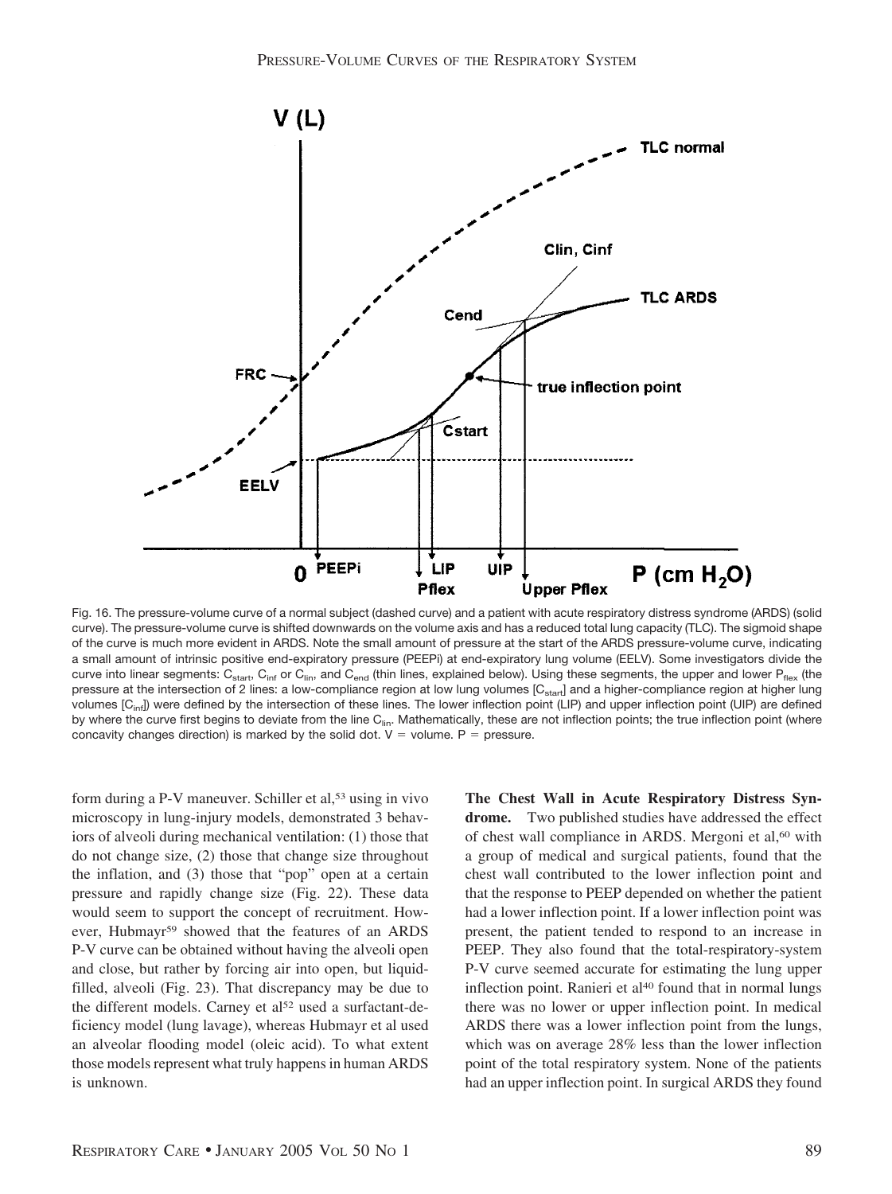Fig. 16. The pressure-volume curve of a normal subject (dashed curve) and a patient with acute respiratory distress syndrome (ARDS) (solid curve). The pressure-volume curve is shifted downwards on the volume axis and has a reduced total lung capacity (TLC). The sigmoid shape of the curve is much more evident in ARDS. Note the small amount of pressure at the start of the ARDS pressure-volume curve, indicating a small amount of intrinsic positive end-expiratory pressure (PEEPi) at end-expiratory lung volume (EELV). Some investigators divide the curve into linear segments: $C_{start}$, $C_{inf}$ or $C_{lin}$, and $C_{end}$ (thin lines, explained below). Using these segments, the upper and lower $P_{flex}$ (the pressure at the intersection of 2 lines: a low-compliance region at low lung volumes [$C_{start}$] and a higher-compliance region at higher lung volumes [$C_{inf}$]) were defined by the intersection of these lines. The lower inflection point (LIP) and upper inflection point (UIP) are defined by where the curve first begins to deviate from the line $C_{lin}$. Mathematically, these are not inflection points; the true inflection point (where concavity changes direction) is marked by the solid dot. V = volume. P = pressure.

form during a P-V maneuver. Schiller et al,[53] using in vivo microscopy in lung-injury models, demonstrated 3 behaviors of alveoli during mechanical ventilation: (1) those that do not change size, (2) those that change size throughout the inflation, and (3) those that "pop" open at a certain pressure and rapidly change size (Fig. 22). These data would seem to support the concept of recruitment. However, Hubmayr[59] showed that the features of an ARDS P-V curve can be obtained without having the alveoli open and close, but rather by forcing air into open, but liquid-filled, alveoli (Fig. 23). That discrepancy may be due to the different models. Carney et al[52] used a surfactant-deficiency model (lung lavage), whereas Hubmayr et al used an alveolar flooding model (oleic acid). To what extent those models represent what truly happens in human ARDS is unknown.

**The Chest Wall in Acute Respiratory Distress Syndrome.** Two published studies have addressed the effect of chest wall compliance in ARDS. Mergoni et al,[60] with a group of medical and surgical patients, found that the chest wall contributed to the lower inflection point and that the response to PEEP depended on whether the patient had a lower inflection point. If a lower inflection point was present, the patient tended to respond to an increase in PEEP. They also found that the total-respiratory-system P-V curve seemed accurate for estimating the lung upper inflection point. Ranieri et al[40] found that in normal lungs there was no lower or upper inflection point. In medical ARDS there was a lower inflection point from the lungs, which was on average 28% less than the lower inflection point of the total respiratory system. None of the patients had an upper inflection point. In surgical ARDS they found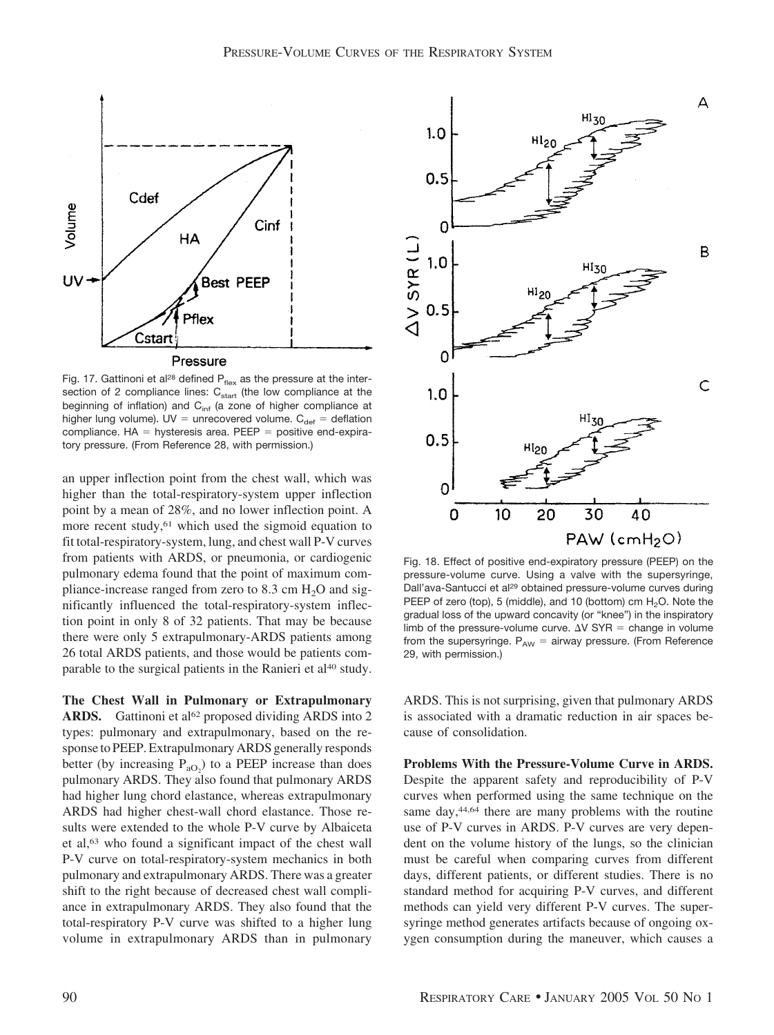Fig. 17. Gattinoni et al[28] defined $P_{flex}$ as the pressure at the intersection of 2 compliance lines: $C_{start}$ (the low compliance at the beginning of inflation) and $C_{inf}$ (a zone of higher compliance at higher lung volume). UV = unrecovered volume. $C_{def}$ = deflation compliance. HA = hysteresis area. PEEP = positive end-expiratory pressure. (From Reference 28, with permission.)

Fig. 18. Effect of positive end-expiratory pressure (PEEP) on the pressure-volume curve. Using a valve with the supersyringe, Dall'ava-Santucci et al[29] obtained pressure-volume curves during PEEP of zero (top), 5 (middle), and 10 (bottom) cm $H_2O$. Note the gradual loss of the upward concavity (or "knee") in the inspiratory limb of the pressure-volume curve. $\Delta V$ SYR = change in volume from the supersyringe. $P_{AW}$ = airway pressure. (From Reference 29, with permission.)

an upper inflection point from the chest wall, which was higher than the total-respiratory-system upper inflection point by a mean of 28%, and no lower inflection point. A more recent study,[61] which used the sigmoid equation to fit total-respiratory-system, lung, and chest wall P-V curves from patients with ARDS, or pneumonia, or cardiogenic pulmonary edema found that the point of maximum compliance-increase ranged from zero to 8.3 cm $H_2O$ and significantly influenced the total-respiratory-system inflection point in only 8 of 32 patients. That may be because there were only 5 extrapulmonary-ARDS patients among 26 total ARDS patients, and those would be patients comparable to the surgical patients in the Ranieri et al[40] study.

**The Chest Wall in Pulmonary or Extrapulmonary ARDS.** Gattinoni et al[62] proposed dividing ARDS into 2 types: pulmonary and extrapulmonary, based on the response to PEEP. Extrapulmonary ARDS generally responds better (by increasing $P_{aO_2}$) to a PEEP increase than does pulmonary ARDS. They also found that pulmonary ARDS had higher lung chord elastance, whereas extrapulmonary ARDS had higher chest-wall chord elastance. Those results were extended to the whole P-V curve by Albaiceta et al,[63] who found a significant impact of the chest wall P-V curve on total-respiratory-system mechanics in both pulmonary and extrapulmonary ARDS. There was a greater shift to the right because of decreased chest wall compliance in extrapulmonary ARDS. They also found that the total-respiratory P-V curve was shifted to a higher lung volume in extrapulmonary ARDS than in pulmonary ARDS. This is not surprising, given that pulmonary ARDS is associated with a dramatic reduction in air spaces because of consolidation.

**Problems With the Pressure-Volume Curve in ARDS.** Despite the apparent safety and reproducibility of P-V curves when performed using the same technique on the same day,[44,64] there are many problems with the routine use of P-V curves in ARDS. P-V curves are very dependent on the volume history of the lungs, so the clinician must be careful when comparing curves from different days, different patients, or different studies. There is no standard method for acquiring P-V curves, and different methods can yield very different P-V curves. The supersyringe method generates artifacts because of ongoing oxygen consumption during the maneuver, which causes a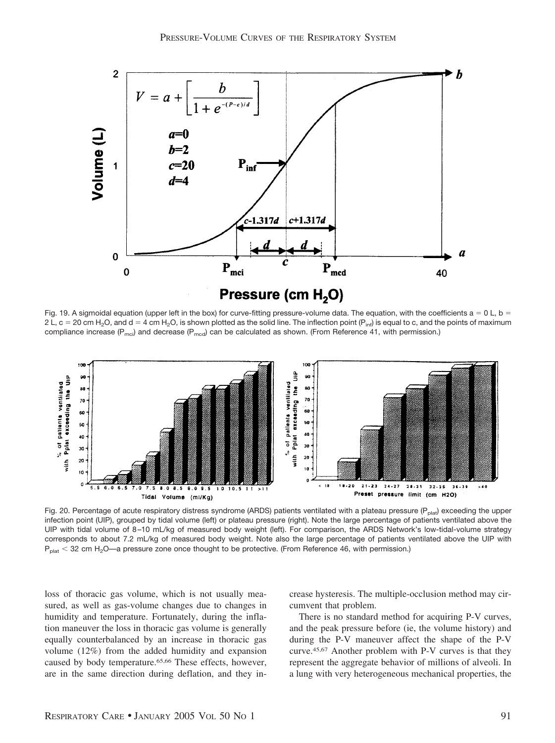Fig. 19. A sigmoidal equation (upper left in the box) for curve-fitting pressure-volume data. The equation, with the coefficients a = 0 L, b = 2 L, c = 20 cm $H_2O$, and d = 4 cm $H_2O$, is shown plotted as the solid line. The inflection point ($P_{inf}$) is equal to c, and the points of maximum compliance increase ($P_{mci}$) and decrease ($P_{mcd}$) can be calculated as shown. (From Reference 41, with permission.)

Fig. 20. Percentage of acute respiratory distress syndrome (ARDS) patients ventilated with a plateau pressure ($P_{plat}$) exceeding the upper infection point (UIP), grouped by tidal volume (left) or plateau pressure (right). Note the large percentage of patients ventilated above the UIP with tidal volume of 8–10 mL/kg of measured body weight (left). For comparison, the ARDS Network's low-tidal-volume strategy corresponds to about 7.2 mL/kg of measured body weight. Note also the large percentage of patients ventilated above the UIP with $P_{plat}$ < 32 cm $H_2O$—a pressure zone once thought to be protective. (From Reference 46, with permission.)

loss of thoracic gas volume, which is not usually measured, as well as gas-volume changes due to changes in humidity and temperature. Fortunately, during the inflation maneuver the loss in thoracic gas volume is generally equally counterbalanced by an increase in thoracic gas volume (12%) from the added humidity and expansion caused by body temperature.[65,66] These effects, however, are in the same direction during deflation, and they increase hysteresis. The multiple-occlusion method may circumvent that problem.

There is no standard method for acquiring P-V curves, and the peak pressure before (ie, the volume history) and during the P-V maneuver affect the shape of the P-V curve.[45,67] Another problem with P-V curves is that they represent the aggregate behavior of millions of alveoli. In a lung with very heterogeneous mechanical properties, the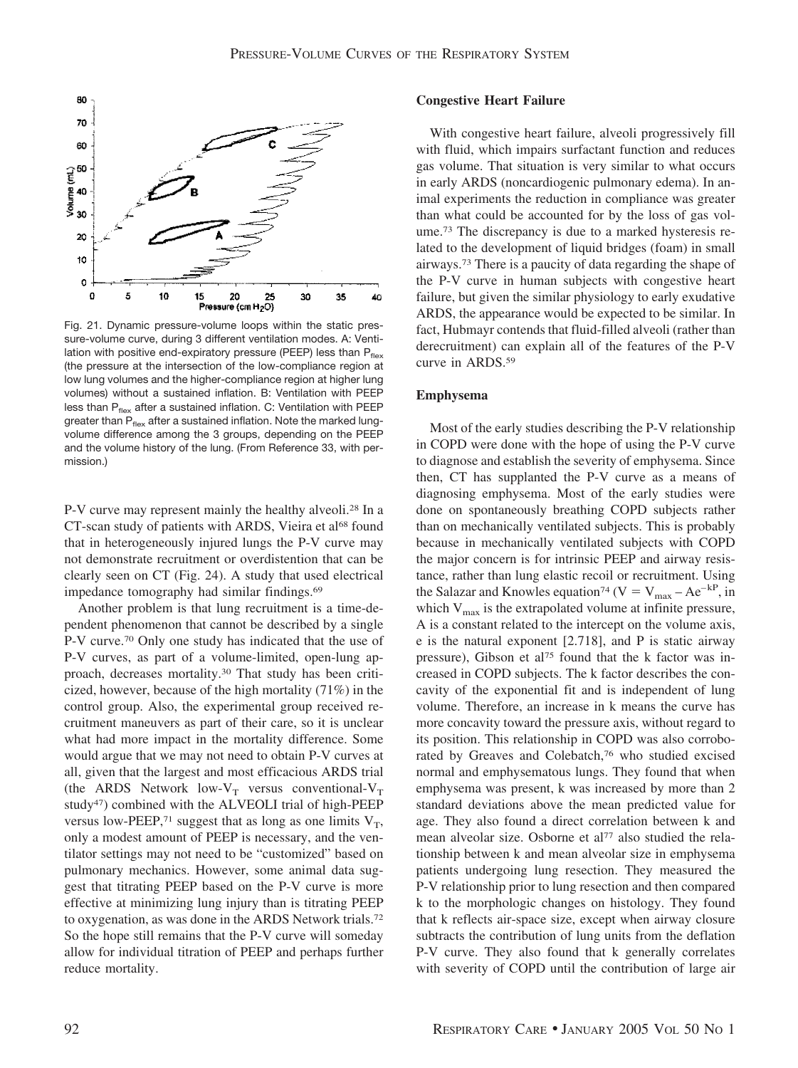Fig. 21. Dynamic pressure-volume loops within the static pressure-volume curve, during 3 different ventilation modes. A: Ventilation with positive end-expiratory pressure (PEEP) less than $P_{flex}$ (the pressure at the intersection of the low-compliance region at low lung volumes and the higher-compliance region at higher lung volumes) without a sustained inflation. B: Ventilation with PEEP less than $P_{flex}$ after a sustained inflation. C: Ventilation with PEEP greater than $P_{flex}$ after a sustained inflation. Note the marked lung-volume difference among the 3 groups, depending on the PEEP and the volume history of the lung. (From Reference 33, with permission.)

P-V curve may represent mainly the healthy alveoli.[28] In a CT-scan study of patients with ARDS, Vieira et al[68] found that in heterogeneously injured lungs the P-V curve may not demonstrate recruitment or overdistention that can be clearly seen on CT (Fig. 24). A study that used electrical impedance tomography had similar findings.[69]

Another problem is that lung recruitment is a time-dependent phenomenon that cannot be described by a single P-V curve.[70] Only one study has indicated that the use of P-V curves, as part of a volume-limited, open-lung approach, decreases mortality.[30] That study has been criticized, however, because of the high mortality (71%) in the control group. Also, the experimental group received recruitment maneuvers as part of their care, so it is unclear what had more impact in the mortality difference. Some would argue that we may not need to obtain P-V curves at all, given that the largest and most efficacious ARDS trial (the ARDS Network low-$V_T$ versus conventional-$V_T$ study[47]) combined with the ALVEOLI trial of high-PEEP versus low-PEEP,[71] suggest that as long as one limits $V_T$, only a modest amount of PEEP is necessary, and the ventilator settings may not need to be "customized" based on pulmonary mechanics. However, some animal data suggest that titrating PEEP based on the P-V curve is more effective at minimizing lung injury than is titrating PEEP to oxygenation, as was done in the ARDS Network trials.[72] So the hope still remains that the P-V curve will someday allow for individual titration of PEEP and perhaps further reduce mortality.

### Congestive Heart Failure

With congestive heart failure, alveoli progressively fill with fluid, which impairs surfactant function and reduces gas volume. That situation is very similar to what occurs in early ARDS (noncardiogenic pulmonary edema). In animal experiments the reduction in compliance was greater than what could be accounted for by the loss of gas volume.[73] The discrepancy is due to a marked hysteresis related to the development of liquid bridges (foam) in small airways.[73] There is a paucity of data regarding the shape of the P-V curve in human subjects with congestive heart failure, but given the similar physiology to early exudative ARDS, the appearance would be expected to be similar. In fact, Hubmayr contends that fluid-filled alveoli (rather than derecruitment) can explain all of the features of the P-V curve in ARDS.[59]

### Emphysema

Most of the early studies describing the P-V relationship in COPD were done with the hope of using the P-V curve to diagnose and establish the severity of emphysema. Since then, CT has supplanted the P-V curve as a means of diagnosing emphysema. Most of the early studies were done on spontaneously breathing COPD subjects rather than on mechanically ventilated subjects. This is probably because in mechanically ventilated subjects with COPD the major concern is for intrinsic PEEP and airway resistance, rather than lung elastic recoil or recruitment. Using the Salazar and Knowles equation[74] ($V = V_{max} - Ae^{-kP}$, in which $V_{max}$ is the extrapolated volume at infinite pressure, A is a constant related to the intercept on the volume axis, e is the natural exponent [2.718], and P is static airway pressure), Gibson et al[75] found that the k factor was increased in COPD subjects. The k factor describes the concavity of the exponential fit and is independent of lung volume. Therefore, an increase in k means the curve has more concavity toward the pressure axis, without regard to its position. This relationship in COPD was also corroborated by Greaves and Colebatch,[76] who studied excised normal and emphysematous lungs. They found that when emphysema was present, k was increased by more than 2 standard deviations above the mean predicted value for age. They also found a direct correlation between k and mean alveolar size. Osborne et al[77] also studied the relationship between k and mean alveolar size in emphysema patients undergoing lung resection. They measured the P-V relationship prior to lung resection and then compared k to the morphologic changes on histology. They found that k reflects air-space size, except when airway closure subtracts the contribution of lung units from the deflation P-V curve. They also found that k generally correlates with severity of COPD until the contribution of large air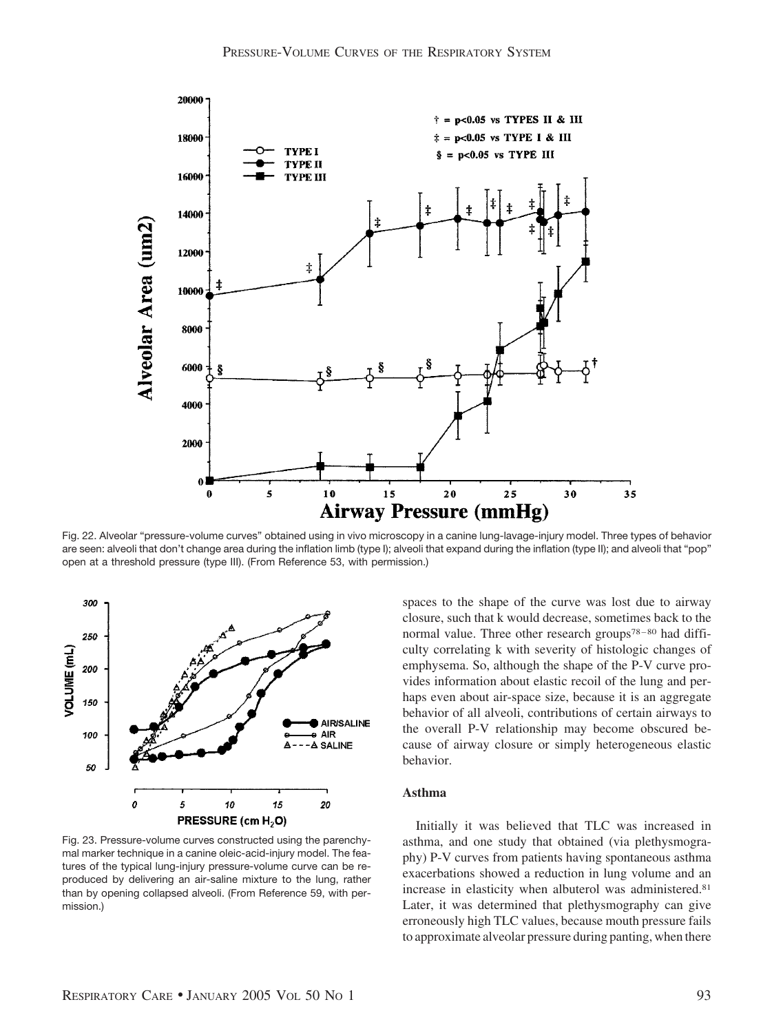Fig. 22. Alveolar "pressure-volume curves" obtained using in vivo microscopy in a canine lung-lavage-injury model. Three types of behavior are seen: alveoli that don't change area during the inflation limb (type I); alveoli that expand during the inflation (type II); and alveoli that "pop" open at a threshold pressure (type III). (From Reference 53, with permission.)

Fig. 23. Pressure-volume curves constructed using the parenchymal marker technique in a canine oleic-acid-injury model. The features of the typical lung-injury pressure-volume curve can be reproduced by delivering an air-saline mixture to the lung, rather than by opening collapsed alveoli. (From Reference 59, with permission.)

spaces to the shape of the curve was lost due to airway closure, such that k would decrease, sometimes back to the normal value. Three other research groups[78–80] had difficulty correlating k with severity of histologic changes of emphysema. So, although the shape of the P-V curve provides information about elastic recoil of the lung and perhaps even about air-space size, because it is an aggregate behavior of all alveoli, contributions of certain airways to the overall P-V relationship may become obscured because of airway closure or simply heterogeneous elastic behavior.

## Asthma

Initially it was believed that TLC was increased in asthma, and one study that obtained (via plethysmography) P-V curves from patients having spontaneous asthma exacerbations showed a reduction in lung volume and an increase in elasticity when albuterol was administered.[81] Later, it was determined that plethysmography can give erroneously high TLC values, because mouth pressure fails to approximate alveolar pressure during panting, when there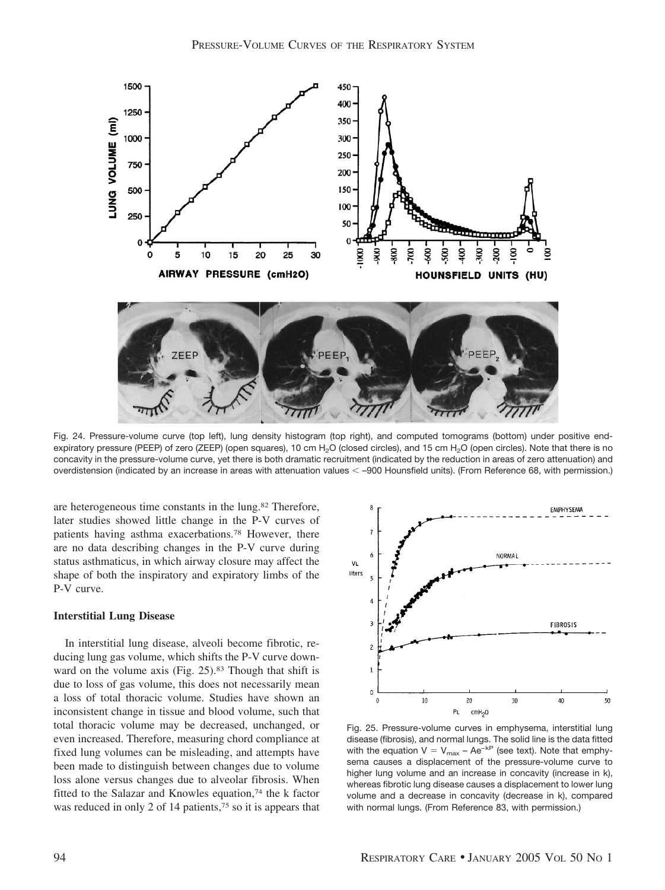Fig. 24. Pressure-volume curve (top left), lung density histogram (top right), and computed tomograms (bottom) under positive end-expiratory pressure (PEEP) of zero (ZEEP) (open squares), 10 cm $H_2O$ (closed circles), and 15 cm $H_2O$ (open circles). Note that there is no concavity in the pressure-volume curve, yet there is both dramatic recruitment (indicated by the reduction in areas of zero attenuation) and overdistension (indicated by an increase in areas with attenuation values < –900 Hounsfield units). (From Reference 68, with permission.)

are heterogeneous time constants in the lung.[82] Therefore, later studies showed little change in the P-V curves of patients having asthma exacerbations.[78] However, there are no data describing changes in the P-V curve during status asthmaticus, in which airway closure may affect the shape of both the inspiratory and expiratory limbs of the P-V curve.

### Interstitial Lung Disease

In interstitial lung disease, alveoli become fibrotic, reducing lung gas volume, which shifts the P-V curve downward on the volume axis (Fig. 25).[83] Though that shift is due to loss of gas volume, this does not necessarily mean a loss of total thoracic volume. Studies have shown an inconsistent change in tissue and blood volume, such that total thoracic volume may be decreased, unchanged, or even increased. Therefore, measuring chord compliance at fixed lung volumes can be misleading, and attempts have been made to distinguish between changes due to volume loss alone versus changes due to alveolar fibrosis. When fitted to the Salazar and Knowles equation,[74] the k factor was reduced in only 2 of 14 patients,[75] so it is appears that

Fig. 25. Pressure-volume curves in emphysema, interstitial lung disease (fibrosis), and normal lungs. The solid line is the data fitted with the equation $V = V_{max} - Ae^{-kP}$ (see text). Note that emphysema causes a displacement of the pressure-volume curve to higher lung volume and an increase in concavity (increase in k), whereas fibrotic lung disease causes a displacement to lower lung volume and a decrease in concavity (decrease in k), compared with normal lungs. (From Reference 83, with permission.)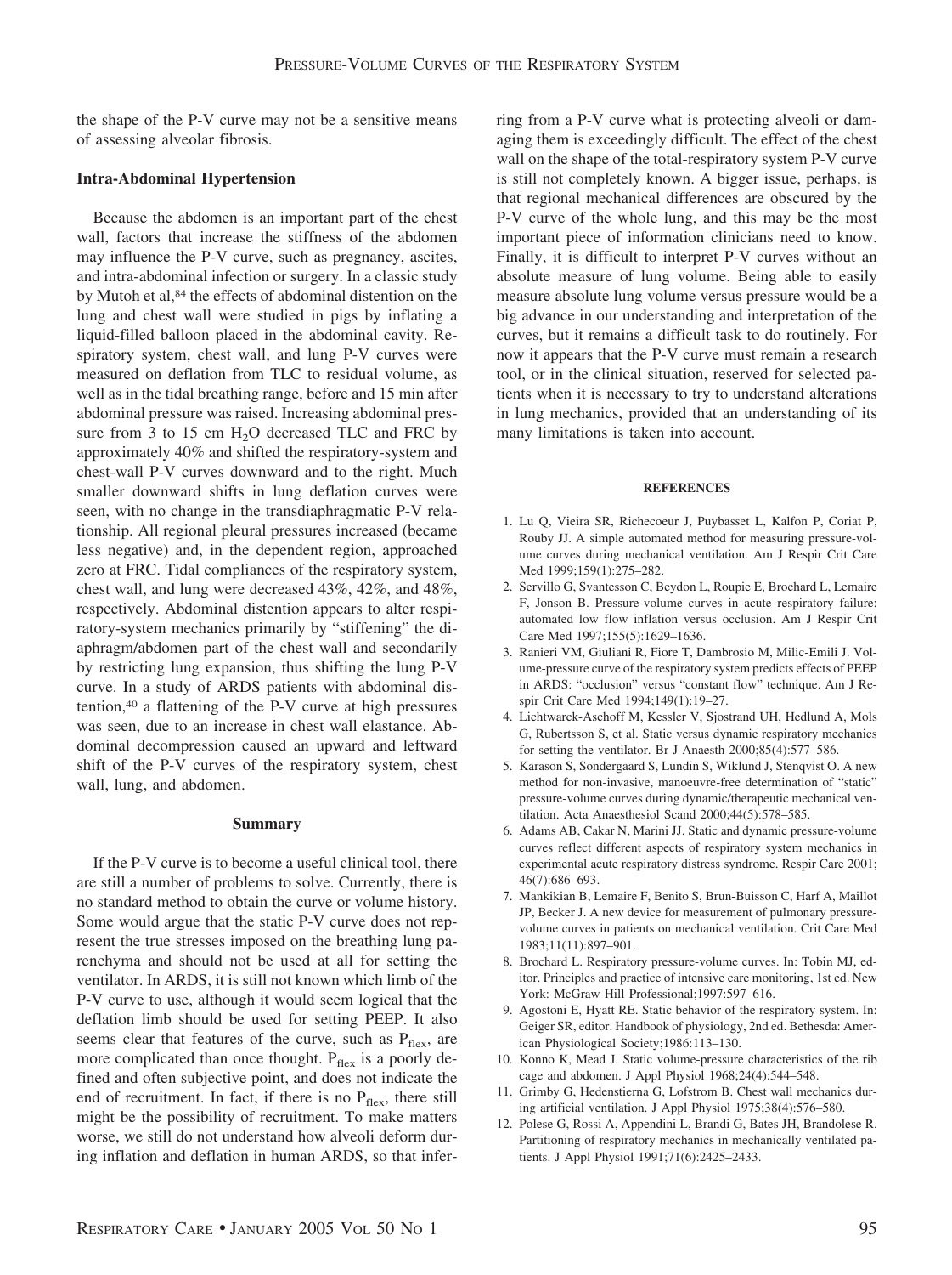the shape of the P-V curve may not be a sensitive means of assessing alveolar fibrosis.

### Intra-Abdominal Hypertension

Because the abdomen is an important part of the chest wall, factors that increase the stiffness of the abdomen may influence the P-V curve, such as pregnancy, ascites, and intra-abdominal infection or surgery. In a classic study by Mutoh et al,[84] the effects of abdominal distention on the lung and chest wall were studied in pigs by inflating a liquid-filled balloon placed in the abdominal cavity. Respiratory system, chest wall, and lung P-V curves were measured on deflation from TLC to residual volume, as well as in the tidal breathing range, before and 15 min after abdominal pressure was raised. Increasing abdominal pressure from 3 to 15 cm $H_2O$ decreased TLC and FRC by approximately 40% and shifted the respiratory-system and chest-wall P-V curves downward and to the right. Much smaller downward shifts in lung deflation curves were seen, with no change in the transdiaphragmatic P-V relationship. All regional pleural pressures increased (became less negative) and, in the dependent region, approached zero at FRC. Tidal compliances of the respiratory system, chest wall, and lung were decreased 43%, 42%, and 48%, respectively. Abdominal distention appears to alter respiratory-system mechanics primarily by "stiffening" the diaphragm/abdomen part of the chest wall and secondarily by restricting lung expansion, thus shifting the lung P-V curve. In a study of ARDS patients with abdominal distention,[40] a flattening of the P-V curve at high pressures was seen, due to an increase in chest wall elastance. Abdominal decompression caused an upward and leftward shift of the P-V curves of the respiratory system, chest wall, lung, and abdomen.

## Summary

If the P-V curve is to become a useful clinical tool, there are still a number of problems to solve. Currently, there is no standard method to obtain the curve or volume history. Some would argue that the static P-V curve does not represent the true stresses imposed on the breathing lung parenchyma and should not be used at all for setting the ventilator. In ARDS, it is still not known which limb of the P-V curve to use, although it would seem logical that the deflation limb should be used for setting PEEP. It also seems clear that features of the curve, such as $P_{flex}$, are more complicated than once thought. $P_{flex}$ is a poorly defined and often subjective point, and does not indicate the end of recruitment. In fact, if there is no $P_{flex}$, there still might be the possibility of recruitment. To make matters worse, we still do not understand how alveoli deform during inflation and deflation in human ARDS, so that inferring from a P-V curve what is protecting alveoli or damaging them is exceedingly difficult. The effect of the chest wall on the shape of the total-respiratory system P-V curve is still not completely known. A bigger issue, perhaps, is that regional mechanical differences are obscured by the P-V curve of the whole lung, and this may be the most important piece of information clinicians need to know. Finally, it is difficult to interpret P-V curves without an absolute measure of lung volume. Being able to easily measure absolute lung volume versus pressure would be a big advance in our understanding and interpretation of the curves, but it remains a difficult task to do routinely. For now it appears that the P-V curve must remain a research tool, or in the clinical situation, reserved for selected patients when it is necessary to try to understand alterations in lung mechanics, provided that an understanding of its many limitations is taken into account.

## REFERENCES

1. Lu Q, Vieira SR, Richecoeur J, Puybasset L, Kalfon P, Coriat P, Rouby JJ. A simple automated method for measuring pressure-volume curves during mechanical ventilation. Am J Respir Crit Care Med 1999;159(1):275–282.
2. Servillo G, Svantesson C, Beydon L, Roupie E, Brochard L, Lemaire F, Jonson B. Pressure-volume curves in acute respiratory failure: automated low flow inflation versus occlusion. Am J Respir Crit Care Med 1997;155(5):1629–1636.
3. Ranieri VM, Giuliani R, Fiore T, Dambrosio M, Milic-Emili J. Volume-pressure curve of the respiratory system predicts effects of PEEP in ARDS: "occlusion" versus "constant flow" technique. Am J Respir Crit Care Med 1994;149(1):19–27.
4. Lichtwarck-Aschoff M, Kessler V, Sjostrand UH, Hedlund A, Mols G, Rubertsson S, et al. Static versus dynamic respiratory mechanics for setting the ventilator. Br J Anaesth 2000;85(4):577–586.
5. Karason S, Sondergaard S, Lundin S, Wiklund J, Stenqvist O. A new method for non-invasive, manoeuvre-free determination of "static" pressure-volume curves during dynamic/therapeutic mechanical ventilation. Acta Anaesthesiol Scand 2000;44(5):578–585.
6. Adams AB, Cakar N, Marini JJ. Static and dynamic pressure-volume curves reflect different aspects of respiratory system mechanics in experimental acute respiratory distress syndrome. Respir Care 2001; 46(7):686–693.
7. Mankikian B, Lemaire F, Benito S, Brun-Buisson C, Harf A, Maillot JP, Becker J. A new device for measurement of pulmonary pressure-volume curves in patients on mechanical ventilation. Crit Care Med 1983;11(11):897–901.
8. Brochard L. Respiratory pressure-volume curves. In: Tobin MJ, editor. Principles and practice of intensive care monitoring, 1st ed. New York: McGraw-Hill Professional;1997:597–616.
9. Agostoni E, Hyatt RE. Static behavior of the respiratory system. In: Geiger SR, editor. Handbook of physiology, 2nd ed. Bethesda: American Physiological Society;1986:113–130.
10. Konno K, Mead J. Static volume-pressure characteristics of the rib cage and abdomen. J Appl Physiol 1968;24(4):544–548.
11. Grimby G, Hedenstierna G, Lofstrom B. Chest wall mechanics during artificial ventilation. J Appl Physiol 1975;38(4):576–580.
12. Polese G, Rossi A, Appendini L, Brandi G, Bates JH, Brandolese R. Partitioning of respiratory mechanics in mechanically ventilated patients. J Appl Physiol 1991;71(6):2425–2433.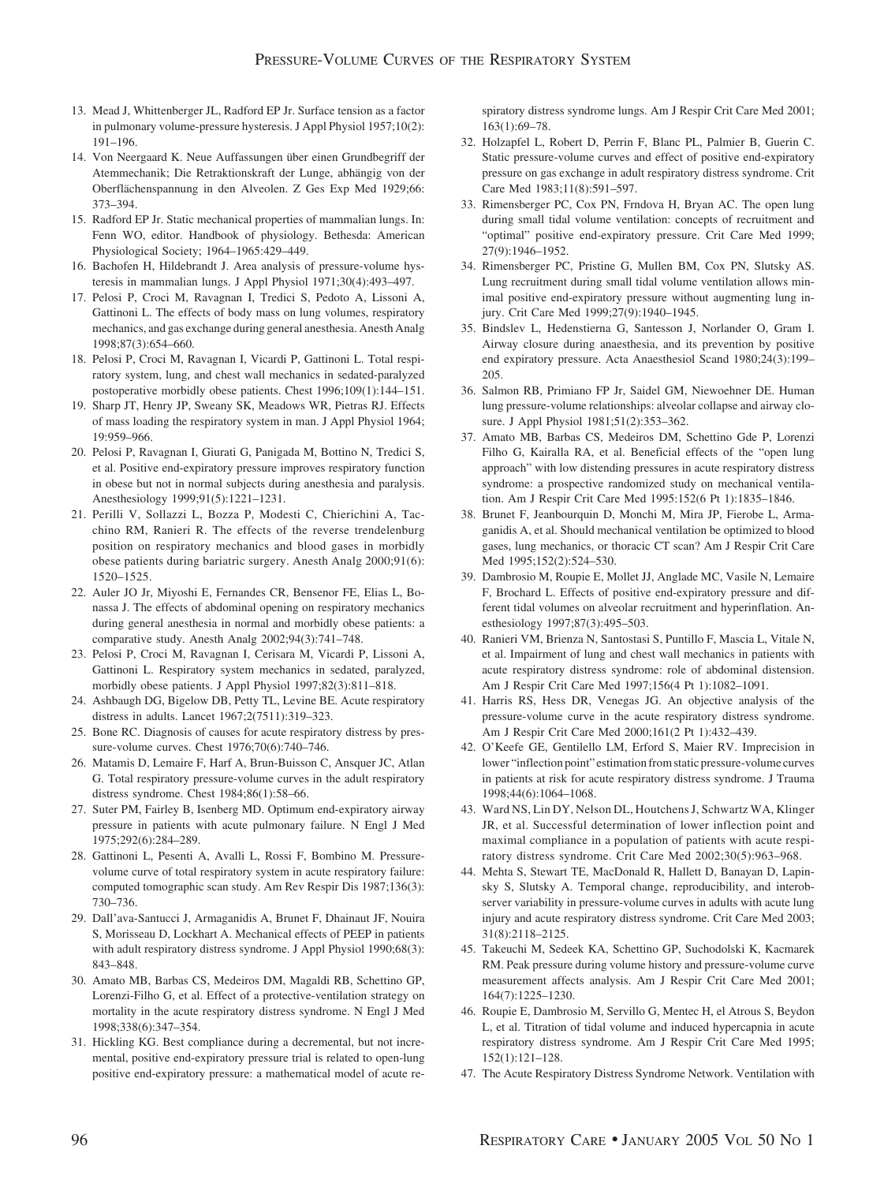13. Mead J, Whittenberger JL, Radford EP Jr. Surface tension as a factor in pulmonary volume-pressure hysteresis. J Appl Physiol 1957;10(2): 191–196.
14. Von Neergaard K. Neue Auffassungen über einen Grundbegriff der Atemmechanik; Die Retraktionskraft der Lunge, abhängig von der Oberflächenspannung in den Alveolen. Z Ges Exp Med 1929;66: 373–394.
15. Radford EP Jr. Static mechanical properties of mammalian lungs. In: Fenn WO, editor. Handbook of physiology. Bethesda: American Physiological Society; 1964–1965:429–449.
16. Bachofen H, Hildebrandt J. Area analysis of pressure-volume hysteresis in mammalian lungs. J Appl Physiol 1971;30(4):493–497.
17. Pelosi P, Croci M, Ravagnan I, Tredici S, Pedoto A, Lissoni A, Gattinoni L. The effects of body mass on lung volumes, respiratory mechanics, and gas exchange during general anesthesia. Anesth Analg 1998;87(3):654–660.
18. Pelosi P, Croci M, Ravagnan I, Vicardi P, Gattinoni L. Total respiratory system, lung, and chest wall mechanics in sedated-paralyzed postoperative morbidly obese patients. Chest 1996;109(1):144–151.
19. Sharp JT, Henry JP, Sweany SK, Meadows WR, Pietras RJ. Effects of mass loading the respiratory system in man. J Appl Physiol 1964; 19:959–966.
20. Pelosi P, Ravagnan I, Giurati G, Panigada M, Bottino N, Tredici S, et al. Positive end-expiratory pressure improves respiratory function in obese but not in normal subjects during anesthesia and paralysis. Anesthesiology 1999;91(5):1221–1231.
21. Perilli V, Sollazzi L, Bozza P, Modesti C, Chierichini A, Tacchino RM, Ranieri R. The effects of the reverse trendelenburg position on respiratory mechanics and blood gases in morbidly obese patients during bariatric surgery. Anesth Analg 2000;91(6): 1520–1525.
22. Auler JO Jr, Miyoshi E, Fernandes CR, Bensenor FE, Elias L, Bonassa J. The effects of abdominal opening on respiratory mechanics during general anesthesia in normal and morbidly obese patients: a comparative study. Anesth Analg 2002;94(3):741–748.
23. Pelosi P, Croci M, Ravagnan I, Cerisara M, Vicardi P, Lissoni A, Gattinoni L. Respiratory system mechanics in sedated, paralyzed, morbidly obese patients. J Appl Physiol 1997;82(3):811–818.
24. Ashbaugh DG, Bigelow DB, Petty TL, Levine BE. Acute respiratory distress in adults. Lancet 1967;2(7511):319–323.
25. Bone RC. Diagnosis of causes for acute respiratory distress by pressure-volume curves. Chest 1976;70(6):740–746.
26. Matamis D, Lemaire F, Harf A, Brun-Buisson C, Ansquer JC, Atlan G. Total respiratory pressure-volume curves in the adult respiratory distress syndrome. Chest 1984;86(1):58–66.
27. Suter PM, Fairley B, Isenberg MD. Optimum end-expiratory airway pressure in patients with acute pulmonary failure. N Engl J Med 1975;292(6):284–289.
28. Gattinoni L, Pesenti A, Avalli L, Rossi F, Bombino M. Pressure-volume curve of total respiratory system in acute respiratory failure: computed tomographic scan study. Am Rev Respir Dis 1987;136(3): 730–736.
29. Dall'ava-Santucci J, Armaganidis A, Brunet F, Dhainaut JF, Nouira S, Morisseau D, Lockhart A. Mechanical effects of PEEP in patients with adult respiratory distress syndrome. J Appl Physiol 1990;68(3): 843–848.
30. Amato MB, Barbas CS, Medeiros DM, Magaldi RB, Schettino GP, Lorenzi-Filho G, et al. Effect of a protective-ventilation strategy on mortality in the acute respiratory distress syndrome. N Engl J Med 1998;338(6):347–354.
31. Hickling KG. Best compliance during a decremental, but not incremental, positive end-expiratory pressure trial is related to open-lung positive end-expiratory pressure: a mathematical model of acute respiratory distress syndrome lungs. Am J Respir Crit Care Med 2001; 163(1):69–78.
32. Holzapfel L, Robert D, Perrin F, Blanc PL, Palmier B, Guerin C. Static pressure-volume curves and effect of positive end-expiratory pressure on gas exchange in adult respiratory distress syndrome. Crit Care Med 1983;11(8):591–597.
33. Rimensberger PC, Cox PN, Frndova H, Bryan AC. The open lung during small tidal volume ventilation: concepts of recruitment and "optimal" positive end-expiratory pressure. Crit Care Med 1999; 27(9):1946–1952.
34. Rimensberger PC, Pristine G, Mullen BM, Cox PN, Slutsky AS. Lung recruitment during small tidal volume ventilation allows minimal positive end-expiratory pressure without augmenting lung injury. Crit Care Med 1999;27(9):1940–1945.
35. Bindslev L, Hedenstierna G, Santesson J, Norlander O, Gram I. Airway closure during anaesthesia, and its prevention by positive end expiratory pressure. Acta Anaesthesiol Scand 1980;24(3):199–205.
36. Salmon RB, Primiano FP Jr, Saidel GM, Niewoehner DE. Human lung pressure-volume relationships: alveolar collapse and airway closure. J Appl Physiol 1981;51(2):353–362.
37. Amato MB, Barbas CS, Medeiros DM, Schettino Gde P, Lorenzi Filho G, Kairalla RA, et al. Beneficial effects of the "open lung approach" with low distending pressures in acute respiratory distress syndrome: a prospective randomized study on mechanical ventilation. Am J Respir Crit Care Med 1995:152(6 Pt 1):1835–1846.
38. Brunet F, Jeanbourquin D, Monchi M, Mira JP, Fierobe L, Armaganidis A, et al. Should mechanical ventilation be optimized to blood gases, lung mechanics, or thoracic CT scan? Am J Respir Crit Care Med 1995;152(2):524–530.
39. Dambrosio M, Roupie E, Mollet JJ, Anglade MC, Vasile N, Lemaire F, Brochard L. Effects of positive end-expiratory pressure and different tidal volumes on alveolar recruitment and hyperinflation. Anesthesiology 1997;87(3):495–503.
40. Ranieri VM, Brienza N, Santostasi S, Puntillo F, Mascia L, Vitale N, et al. Impairment of lung and chest wall mechanics in patients with acute respiratory distress syndrome: role of abdominal distension. Am J Respir Crit Care Med 1997;156(4 Pt 1):1082–1091.
41. Harris RS, Hess DR, Venegas JG. An objective analysis of the pressure-volume curve in the acute respiratory distress syndrome. Am J Respir Crit Care Med 2000;161(2 Pt 1):432–439.
42. O'Keefe GE, Gentilello LM, Erford S, Maier RV. Imprecision in lower "inflection point" estimation from static pressure-volume curves in patients at risk for acute respiratory distress syndrome. J Trauma 1998;44(6):1064–1068.
43. Ward NS, Lin DY, Nelson DL, Houtchens J, Schwartz WA, Klinger JR, et al. Successful determination of lower inflection point and maximal compliance in a population of patients with acute respiratory distress syndrome. Crit Care Med 2002;30(5):963–968.
44. Mehta S, Stewart TE, MacDonald R, Hallett D, Banayan D, Lapinsky S, Slutsky A. Temporal change, reproducibility, and interobserver variability in pressure-volume curves in adults with acute lung injury and acute respiratory distress syndrome. Crit Care Med 2003; 31(8):2118–2125.
45. Takeuchi M, Sedeek KA, Schettino GP, Suchodolski K, Kacmarek RM. Peak pressure during volume history and pressure-volume curve measurement affects analysis. Am J Respir Crit Care Med 2001; 164(7):1225–1230.
46. Roupie E, Dambrosio M, Servillo G, Mentec H, el Atrous S, Beydon L, et al. Titration of tidal volume and induced hypercapnia in acute respiratory distress syndrome. Am J Respir Crit Care Med 1995; 152(1):121–128.
47. The Acute Respiratory Distress Syndrome Network. Ventilation with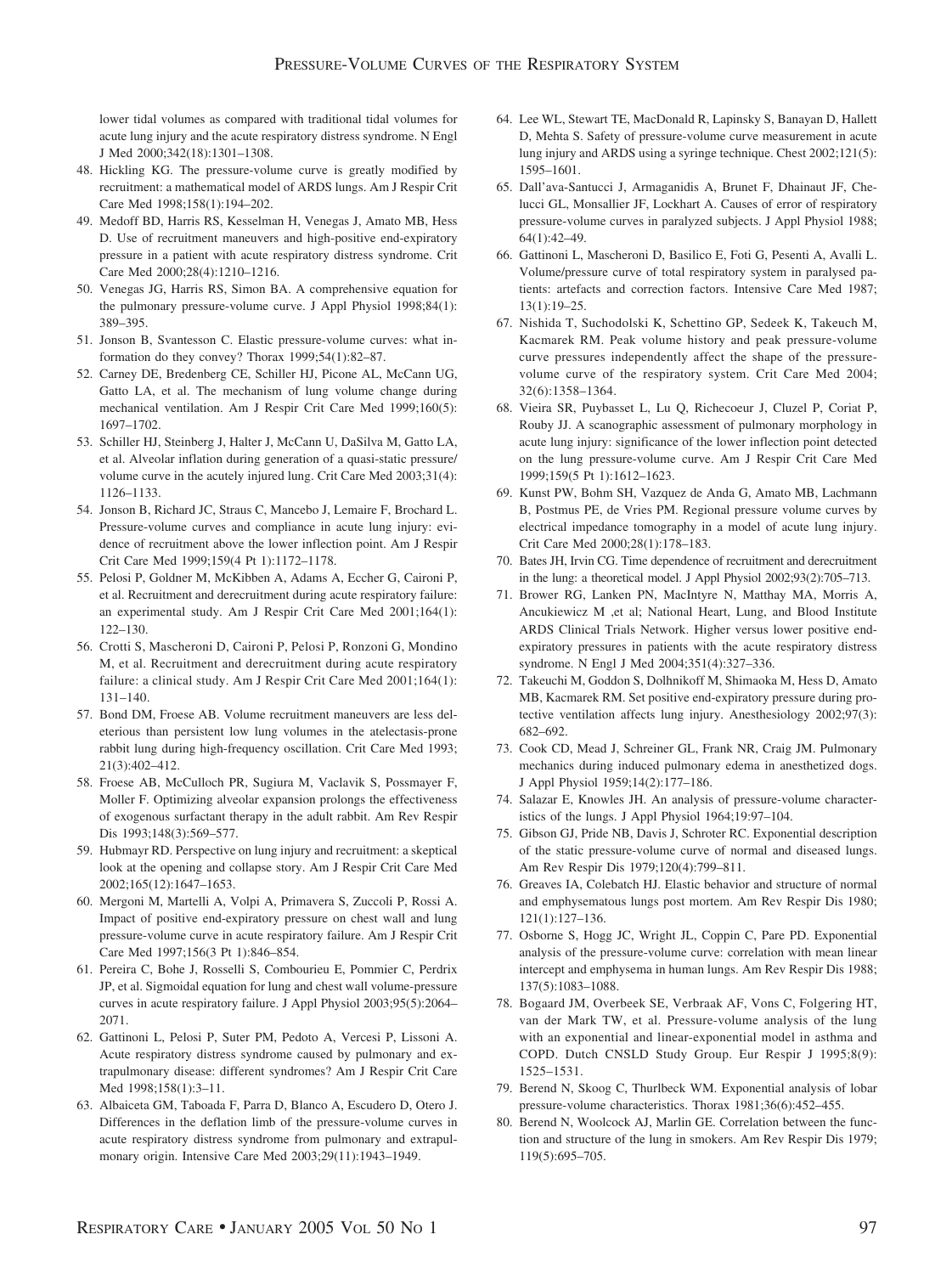lower tidal volumes as compared with traditional tidal volumes for acute lung injury and the acute respiratory distress syndrome. N Engl J Med 2000;342(18):1301–1308.

48. Hickling KG. The pressure-volume curve is greatly modified by recruitment: a mathematical model of ARDS lungs. Am J Respir Crit Care Med 1998;158(1):194–202.
49. Medoff BD, Harris RS, Kesselman H, Venegas J, Amato MB, Hess D. Use of recruitment maneuvers and high-positive end-expiratory pressure in a patient with acute respiratory distress syndrome. Crit Care Med 2000;28(4):1210–1216.
50. Venegas JG, Harris RS, Simon BA. A comprehensive equation for the pulmonary pressure-volume curve. J Appl Physiol 1998;84(1): 389–395.
51. Jonson B, Svantesson C. Elastic pressure-volume curves: what information do they convey? Thorax 1999;54(1):82–87.
52. Carney DE, Bredenberg CE, Schiller HJ, Picone AL, McCann UG, Gatto LA, et al. The mechanism of lung volume change during mechanical ventilation. Am J Respir Crit Care Med 1999;160(5): 1697–1702.
53. Schiller HJ, Steinberg J, Halter J, McCann U, DaSilva M, Gatto LA, et al. Alveolar inflation during generation of a quasi-static pressure/volume curve in the acutely injured lung. Crit Care Med 2003;31(4): 1126–1133.
54. Jonson B, Richard JC, Straus C, Mancebo J, Lemaire F, Brochard L. Pressure-volume curves and compliance in acute lung injury: evidence of recruitment above the lower inflection point. Am J Respir Crit Care Med 1999;159(4 Pt 1):1172–1178.
55. Pelosi P, Goldner M, McKibben A, Adams A, Eccher G, Caironi P, et al. Recruitment and derecruitment during acute respiratory failure: an experimental study. Am J Respir Crit Care Med 2001;164(1): 122–130.
56. Crotti S, Mascheroni D, Caironi P, Pelosi P, Ronzoni G, Mondino M, et al. Recruitment and derecruitment during acute respiratory failure: a clinical study. Am J Respir Crit Care Med 2001;164(1): 131–140.
57. Bond DM, Froese AB. Volume recruitment maneuvers are less deleterious than persistent low lung volumes in the atelectasis-prone rabbit lung during high-frequency oscillation. Crit Care Med 1993; 21(3):402–412.
58. Froese AB, McCulloch PR, Sugiura M, Vaclavik S, Possmayer F, Moller F. Optimizing alveolar expansion prolongs the effectiveness of exogenous surfactant therapy in the adult rabbit. Am Rev Respir Dis 1993;148(3):569–577.
59. Hubmayr RD. Perspective on lung injury and recruitment: a skeptical look at the opening and collapse story. Am J Respir Crit Care Med 2002;165(12):1647–1653.
60. Mergoni M, Martelli A, Volpi A, Primavera S, Zuccoli P, Rossi A. Impact of positive end-expiratory pressure on chest wall and lung pressure-volume curve in acute respiratory failure. Am J Respir Crit Care Med 1997;156(3 Pt 1):846–854.
61. Pereira C, Bohe J, Rosselli S, Combourieu E, Pommier C, Perdrix JP, et al. Sigmoidal equation for lung and chest wall volume-pressure curves in acute respiratory failure. J Appl Physiol 2003;95(5):2064–2071.
62. Gattinoni L, Pelosi P, Suter PM, Pedoto A, Vercesi P, Lissoni A. Acute respiratory distress syndrome caused by pulmonary and extrapulmonary disease: different syndromes? Am J Respir Crit Care Med 1998;158(1):3–11.
63. Albaiceta GM, Taboada F, Parra D, Blanco A, Escudero D, Otero J. Differences in the deflation limb of the pressure-volume curves in acute respiratory distress syndrome from pulmonary and extrapulmonary origin. Intensive Care Med 2003;29(11):1943–1949.
64. Lee WL, Stewart TE, MacDonald R, Lapinsky S, Banayan D, Hallett D, Mehta S. Safety of pressure-volume curve measurement in acute lung injury and ARDS using a syringe technique. Chest 2002;121(5): 1595–1601.
65. Dall'ava-Santucci J, Armaganidis A, Brunet F, Dhainaut JF, Chelucci GL, Monsallier JF, Lockhart A. Causes of error of respiratory pressure-volume curves in paralyzed subjects. J Appl Physiol 1988; 64(1):42–49.
66. Gattinoni L, Mascheroni D, Basilico E, Foti G, Pesenti A, Avalli L. Volume/pressure curve of total respiratory system in paralysed patients: artefacts and correction factors. Intensive Care Med 1987; 13(1):19–25.
67. Nishida T, Suchodolski K, Schettino GP, Sedeek K, Takeuch M, Kacmarek RM. Peak volume history and peak pressure-volume curve pressures independently affect the shape of the pressure-volume curve of the respiratory system. Crit Care Med 2004; 32(6):1358–1364.
68. Vieira SR, Puybasset L, Lu Q, Richecoeur J, Cluzel P, Coriat P, Rouby JJ. A scanographic assessment of pulmonary morphology in acute lung injury: significance of the lower inflection point detected on the lung pressure-volume curve. Am J Respir Crit Care Med 1999;159(5 Pt 1):1612–1623.
69. Kunst PW, Bohm SH, Vazquez de Anda G, Amato MB, Lachmann B, Postmus PE, de Vries PM. Regional pressure volume curves by electrical impedance tomography in a model of acute lung injury. Crit Care Med 2000;28(1):178–183.
70. Bates JH, Irvin CG. Time dependence of recruitment and derecruitment in the lung: a theoretical model. J Appl Physiol 2002;93(2):705–713.
71. Brower RG, Lanken PN, MacIntyre N, Matthay MA, Morris A, Ancukiewicz M ,et al; National Heart, Lung, and Blood Institute ARDS Clinical Trials Network. Higher versus lower positive end-expiratory pressures in patients with the acute respiratory distress syndrome. N Engl J Med 2004;351(4):327–336.
72. Takeuchi M, Goddon S, Dolhnikoff M, Shimaoka M, Hess D, Amato MB, Kacmarek RM. Set positive end-expiratory pressure during protective ventilation affects lung injury. Anesthesiology 2002;97(3): 682–692.
73. Cook CD, Mead J, Schreiner GL, Frank NR, Craig JM. Pulmonary mechanics during induced pulmonary edema in anesthetized dogs. J Appl Physiol 1959;14(2):177–186.
74. Salazar E, Knowles JH. An analysis of pressure-volume characteristics of the lungs. J Appl Physiol 1964;19:97–104.
75. Gibson GJ, Pride NB, Davis J, Schroter RC. Exponential description of the static pressure-volume curve of normal and diseased lungs. Am Rev Respir Dis 1979;120(4):799–811.
76. Greaves IA, Colebatch HJ. Elastic behavior and structure of normal and emphysematous lungs post mortem. Am Rev Respir Dis 1980; 121(1):127–136.
77. Osborne S, Hogg JC, Wright JL, Coppin C, Pare PD. Exponential analysis of the pressure-volume curve: correlation with mean linear intercept and emphysema in human lungs. Am Rev Respir Dis 1988; 137(5):1083–1088.
78. Bogaard JM, Overbeek SE, Verbraak AF, Vons C, Folgering HT, van der Mark TW, et al. Pressure-volume analysis of the lung with an exponential and linear-exponential model in asthma and COPD. Dutch CNSLD Study Group. Eur Respir J 1995;8(9): 1525–1531.
79. Berend N, Skoog C, Thurlbeck WM. Exponential analysis of lobar pressure-volume characteristics. Thorax 1981;36(6):452–455.
80. Berend N, Woolcock AJ, Marlin GE. Correlation between the function and structure of the lung in smokers. Am Rev Respir Dis 1979; 119(5):695–705.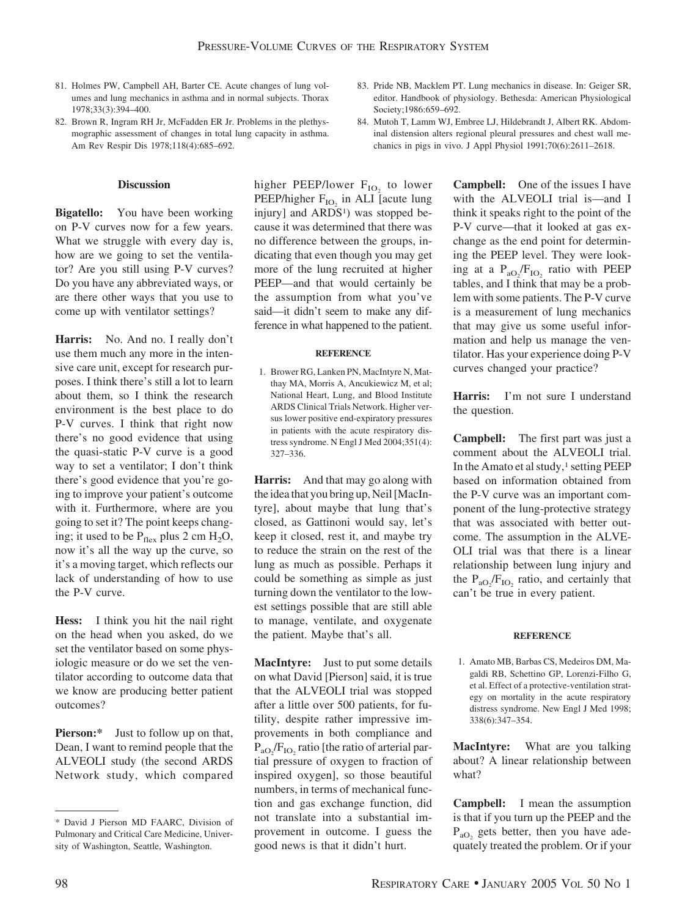81. Holmes PW, Campbell AH, Barter CE. Acute changes of lung volumes and lung mechanics in asthma and in normal subjects. Thorax 1978;33(3):394–400.
82. Brown R, Ingram RH Jr, McFadden ER Jr. Problems in the plethysmographic assessment of changes in total lung capacity in asthma. Am Rev Respir Dis 1978;118(4):685–692.
83. Pride NB, Macklem PT. Lung mechanics in disease. In: Geiger SR, editor. Handbook of physiology. Bethesda: American Physiological Society;1986:659–692.
84. Mutoh T, Lamm WJ, Embree LJ, Hildebrandt J, Albert RK. Abdominal distension alters regional pleural pressures and chest wall mechanics in pigs in vivo. J Appl Physiol 1991;70(6):2611–2618.

### Discussion

**Bigatello:** You have been working on P-V curves now for a few years. What we struggle with every day is, how are we going to set the ventilator? Are you still using P-V curves? Do you have any abbreviated ways, or are there other ways that you use to come up with ventilator settings?

**Harris:** No. And no. I really don't use them much any more in the intensive care unit, except for research purposes. I think there's still a lot to learn about them, so I think the research environment is the best place to do P-V curves. I think that right now there's no good evidence that using the quasi-static P-V curve is a good way to set a ventilator; I don't think there's good evidence that you're going to improve your patient's outcome with it. Furthermore, where are you going to set it? The point keeps changing; it used to be $P_{flex}$ plus 2 cm $H_2O$, now it's all the way up the curve, so it's a moving target, which reflects our lack of understanding of how to use the P-V curve.

**Hess:** I think you hit the nail right on the head when you asked, do we set the ventilator based on some physiologic measure or do we set the ventilator according to outcome data that we know are producing better patient outcomes?

**Pierson:*** Just to follow up on that, Dean, I want to remind people that the ALVEOLI study (the second ARDS Network study, which compared higher PEEP/lower $F_{IO_2}$ to lower PEEP/higher $F_{IO_2}$ in ALI [acute lung injury] and ARDS[1]) was stopped because it was determined that there was no difference between the groups, indicating that even though you may get more of the lung recruited at higher PEEP—and that would certainly be the assumption from what you've said—it didn't seem to make any difference in what happened to the patient.

\* David J Pierson MD FAARC, Division of Pulmonary and Critical Care Medicine, University of Washington, Seattle, Washington.

#### REFERENCE

1. Brower RG, Lanken PN, MacIntyre N, Matthay MA, Morris A, Ancukiewicz M, et al; National Heart, Lung, and Blood Institute ARDS Clinical Trials Network. Higher versus lower positive end-expiratory pressures in patients with the acute respiratory distress syndrome. N Engl J Med 2004;351(4): 327–336.

**Harris:** And that may go along with the idea that you bring up, Neil [MacIntyre], about maybe that lung that's closed, as Gattinoni would say, let's keep it closed, rest it, and maybe try to reduce the strain on the rest of the lung as much as possible. Perhaps it could be something as simple as just turning down the ventilator to the lowest settings possible that are still able to manage, ventilate, and oxygenate the patient. Maybe that's all.

**MacIntyre:** Just to put some details on what David [Pierson] said, it is true that the ALVEOLI trial was stopped after a little over 500 patients, for futility, despite rather impressive improvements in both compliance and $P_{aO_2}/F_{IO_2}$ ratio [the ratio of arterial partial pressure of oxygen to fraction of inspired oxygen], so those beautiful numbers, in terms of mechanical function and gas exchange function, did not translate into a substantial improvement in outcome. I guess the good news is that it didn't hurt.

**Campbell:** One of the issues I have with the ALVEOLI trial is—and I think it speaks right to the point of the P-V curve—that it looked at gas exchange as the end point for determining the PEEP level. They were looking at a $P_{aO_2}/F_{IO_2}$ ratio with PEEP tables, and I think that may be a problem with some patients. The P-V curve is a measurement of lung mechanics that may give us some useful information and help us manage the ventilator. Has your experience doing P-V curves changed your practice?

**Harris:** I'm not sure I understand the question.

**Campbell:** The first part was just a comment about the ALVEOLI trial. In the Amato et al study,[1] setting PEEP based on information obtained from the P-V curve was an important component of the lung-protective strategy that was associated with better outcome. The assumption in the ALVEOLI trial was that there is a linear relationship between lung injury and the $P_{aO_2}/F_{IO_2}$ ratio, and certainly that can't be true in every patient.

#### REFERENCE

1. Amato MB, Barbas CS, Medeiros DM, Magaldi RB, Schettino GP, Lorenzi-Filho G, et al. Effect of a protective-ventilation strategy on mortality in the acute respiratory distress syndrome. New Engl J Med 1998; 338(6):347–354.

**MacIntyre:** What are you talking about? A linear relationship between what?

**Campbell:** I mean the assumption is that if you turn up the PEEP and the $P_{aO_2}$ gets better, then you have adequately treated the problem. Or if your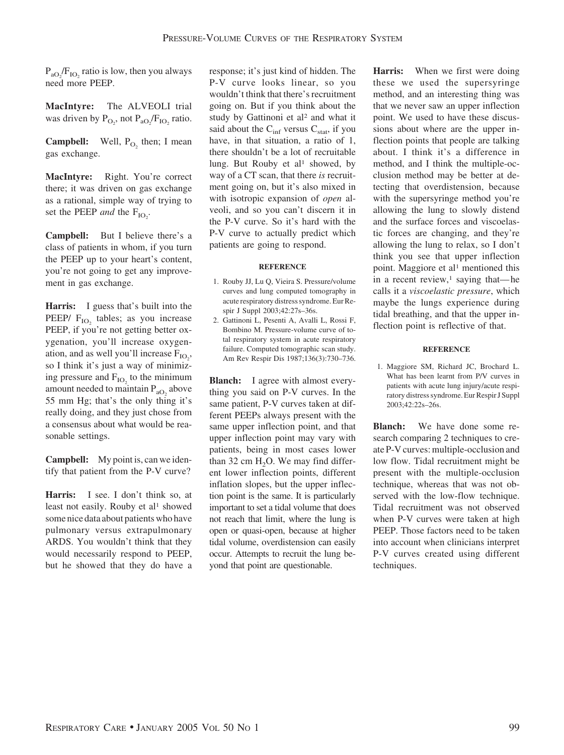$P_{aO_2}/F_{IO_2}$ ratio is low, then you always need more PEEP.

**MacIntyre:** The ALVEOLI trial was driven by $P_{O_2}$, not $P_{aO_2}/F_{IO_2}$ ratio.

**Campbell:** Well, $P_{O_2}$ then; I mean gas exchange.

**MacIntyre:** Right. You're correct there; it was driven on gas exchange as a rational, simple way of trying to set the PEEP *and* the $F_{IO_2}$.

**Campbell:** But I believe there's a class of patients in whom, if you turn the PEEP up to your heart's content, you're not going to get any improvement in gas exchange.

**Harris:** I guess that's built into the PEEP/ $F_{IO_2}$ tables; as you increase PEEP, if you're not getting better oxygenation, you'll increase oxygenation, and as well you'll increase $F_{IO_2}$, so I think it's just a way of minimizing pressure and $F_{IO_2}$ to the minimum amount needed to maintain $P_{aO_2}$ above 55 mm Hg; that's the only thing it's really doing, and they just chose from a consensus about what would be reasonable settings.

**Campbell:** My point is, can we identify that patient from the P-V curve?

**Harris:** I see. I don't think so, at least not easily. Rouby et al[1] showed some nice data about patients who have pulmonary versus extrapulmonary ARDS. You wouldn't think that they would necessarily respond to PEEP, but he showed that they do have a response; it's just kind of hidden. The P-V curve looks linear, so you wouldn't think that there's recruitment going on. But if you think about the study by Gattinoni et al[2] and what it said about the $C_{inf}$ versus $C_{stat}$, if you have, in that situation, a ratio of 1, there shouldn't be a lot of recruitable lung. But Rouby et al[1] showed, by way of a CT scan, that there *is* recruitment going on, but it's also mixed in with isotropic expansion of *open* alveoli, and so you can't discern it in the P-V curve. So it's hard with the P-V curve to actually predict which patients are going to respond.

#### REFERENCE

1. Rouby JJ, Lu Q, Vieira S. Pressure/volume curves and lung computed tomography in acute respiratory distress syndrome. Eur Respir J Suppl 2003;42:27s–36s.
2. Gattinoni L, Pesenti A, Avalli L, Rossi F, Bombino M. Pressure-volume curve of total respiratory system in acute respiratory failure. Computed tomographic scan study. Am Rev Respir Dis 1987;136(3):730–736.

**Blanch:** I agree with almost everything you said on P-V curves. In the same patient, P-V curves taken at different PEEPs always present with the same upper inflection point, and that upper inflection point may vary with patients, being in most cases lower than 32 cm $H_2O$. We may find different lower inflection points, different inflation slopes, but the upper inflection point is the same. It is particularly important to set a tidal volume that does not reach that limit, where the lung is open or quasi-open, because at higher tidal volume, overdistension can easily occur. Attempts to recruit the lung beyond that point are questionable.

**Harris:** When we first were doing these we used the supersyringe method, and an interesting thing was that we never saw an upper inflection point. We used to have these discussions about where are the upper inflection points that people are talking about. I think it's a difference in method, and I think the multiple-occlusion method may be better at detecting that overdistension, because with the supersyringe method you're allowing the lung to slowly distend and the surface forces and viscoelastic forces are changing, and they're allowing the lung to relax, so I don't think you see that upper inflection point. Maggiore et al[1] mentioned this in a recent review,[1] saying that—he calls it a *viscoelastic pressure*, which maybe the lungs experience during tidal breathing, and that the upper inflection point is reflective of that.

#### REFERENCE

1. Maggiore SM, Richard JC, Brochard L. What has been learnt from P/V curves in patients with acute lung injury/acute respiratory distress syndrome. Eur Respir J Suppl 2003;42:22s–26s.

**Blanch:** We have done some research comparing 2 techniques to create P-V curves: multiple-occlusion and low flow. Tidal recruitment might be present with the multiple-occlusion technique, whereas that was not observed with the low-flow technique. Tidal recruitment was not observed when P-V curves were taken at high PEEP. Those factors need to be taken into account when clinicians interpret P-V curves created using different techniques.